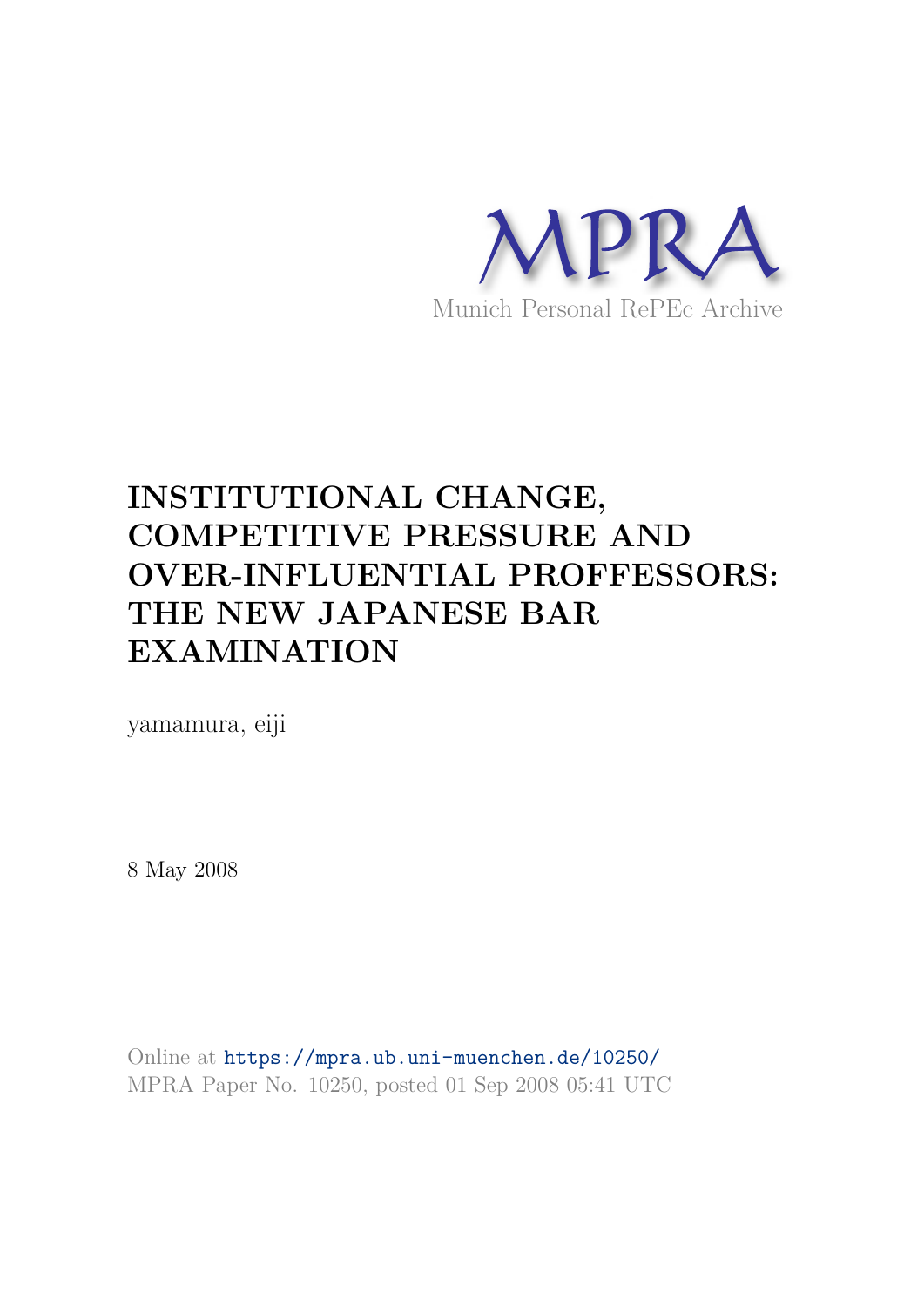MPRA

Munich Personal RePEc Archive

# INSTITUTIONAL CHANGE, COMPETITIVE PRESSURE AND OVER-INFLUENTIAL PROFFESSORS: THE NEW JAPANESE BAR EXAMINATION

yamamura, eiji

8 May 2008

Online at https://mpra.ub.uni-muenchen.de/10250/
MPRA Paper No. 10250, posted 01 Sep 2008 05:41 UTC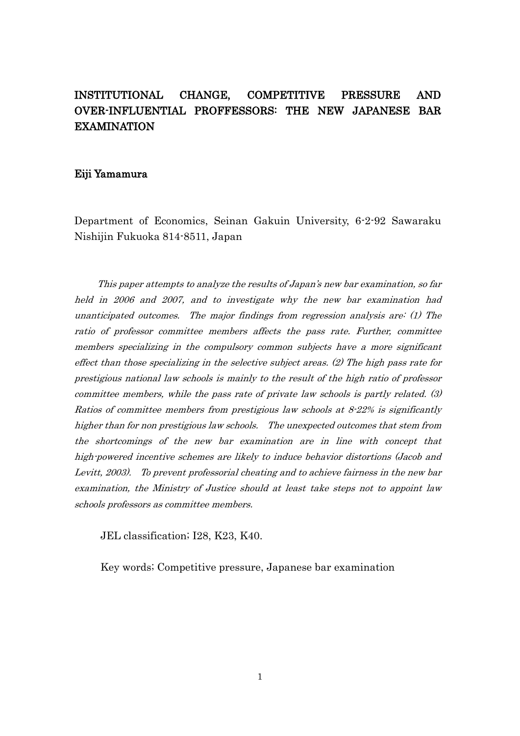# INSTITUTIONAL CHANGE, COMPETITIVE PRESSURE AND OVER-INFLUENTIAL PROFFESSORS: THE NEW JAPANESE BAR EXAMINATION

**Eiji Yamamura**

Department of Economics, Seinan Gakuin University, 6-2-92 Sawaraku Nishijin Fukuoka 814-8511, Japan

*This paper attempts to analyze the results of Japan's new bar examination, so far held in 2006 and 2007, and to investigate why the new bar examination had unanticipated outcomes. The major findings from regression analysis are: (1) The ratio of professor committee members affects the pass rate. Further, committee members specializing in the compulsory common subjects have a more significant effect than those specializing in the selective subject areas. (2) The high pass rate for prestigious national law schools is mainly to the result of the high ratio of professor committee members, while the pass rate of private law schools is partly related. (3) Ratios of committee members from prestigious law schools at 8-22% is significantly higher than for non prestigious law schools. The unexpected outcomes that stem from the shortcomings of the new bar examination are in line with concept that high-powered incentive schemes are likely to induce behavior distortions (Jacob and Levitt, 2003). To prevent professorial cheating and to achieve fairness in the new bar examination, the Ministry of Justice should at least take steps not to appoint law schools professors as committee members.*

JEL classification; I28, K23, K40.

Key words; Competitive pressure, Japanese bar examination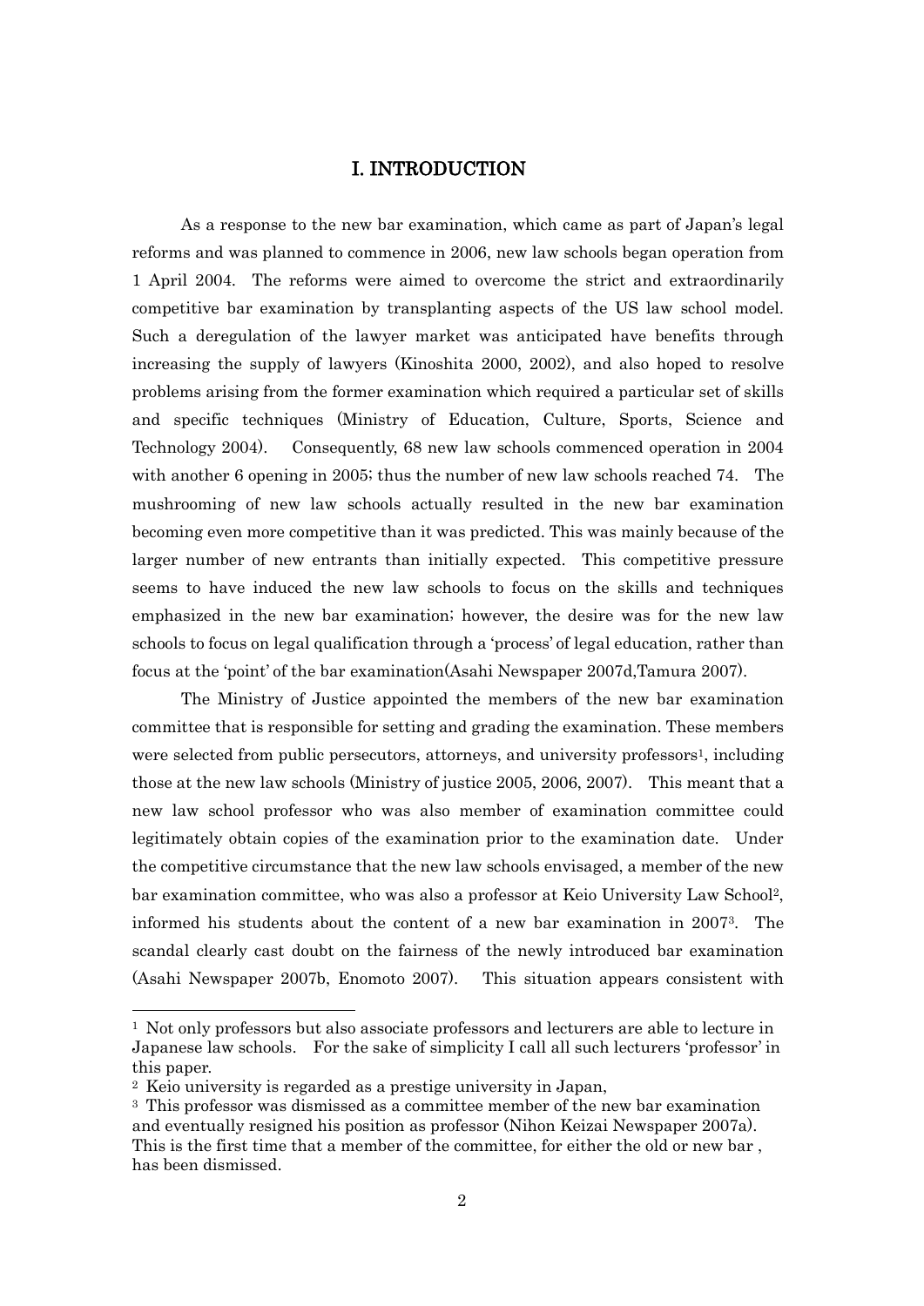# I. INTRODUCTION

As a response to the new bar examination, which came as part of Japan's legal reforms and was planned to commence in 2006, new law schools began operation from 1 April 2004. The reforms were aimed to overcome the strict and extraordinarily competitive bar examination by transplanting aspects of the US law school model. Such a deregulation of the lawyer market was anticipated have benefits through increasing the supply of lawyers (Kinoshita 2000, 2002), and also hoped to resolve problems arising from the former examination which required a particular set of skills and specific techniques (Ministry of Education, Culture, Sports, Science and Technology 2004). Consequently, 68 new law schools commenced operation in 2004 with another 6 opening in 2005; thus the number of new law schools reached 74. The mushrooming of new law schools actually resulted in the new bar examination becoming even more competitive than it was predicted. This was mainly because of the larger number of new entrants than initially expected. This competitive pressure seems to have induced the new law schools to focus on the skills and techniques emphasized in the new bar examination; however, the desire was for the new law schools to focus on legal qualification through a 'process' of legal education, rather than focus at the 'point' of the bar examination(Asahi Newspaper 2007d,Tamura 2007).

The Ministry of Justice appointed the members of the new bar examination committee that is responsible for setting and grading the examination. These members were selected from public persecutors, attorneys, and university professors[1], including those at the new law schools (Ministry of justice 2005, 2006, 2007). This meant that a new law school professor who was also member of examination committee could legitimately obtain copies of the examination prior to the examination date. Under the competitive circumstance that the new law schools envisaged, a member of the new bar examination committee, who was also a professor at Keio University Law School[2], informed his students about the content of a new bar examination in 2007[3]. The scandal clearly cast doubt on the fairness of the newly introduced bar examination (Asahi Newspaper 2007b, Enomoto 2007). This situation appears consistent with

---

[1] Not only professors but also associate professors and lecturers are able to lecture in Japanese law schools. For the sake of simplicity I call all such lecturers 'professor' in this paper.

[2] Keio university is regarded as a prestige university in Japan,

[3] This professor was dismissed as a committee member of the new bar examination and eventually resigned his position as professor (Nihon Keizai Newspaper 2007a). This is the first time that a member of the committee, for either the old or new bar , has been dismissed.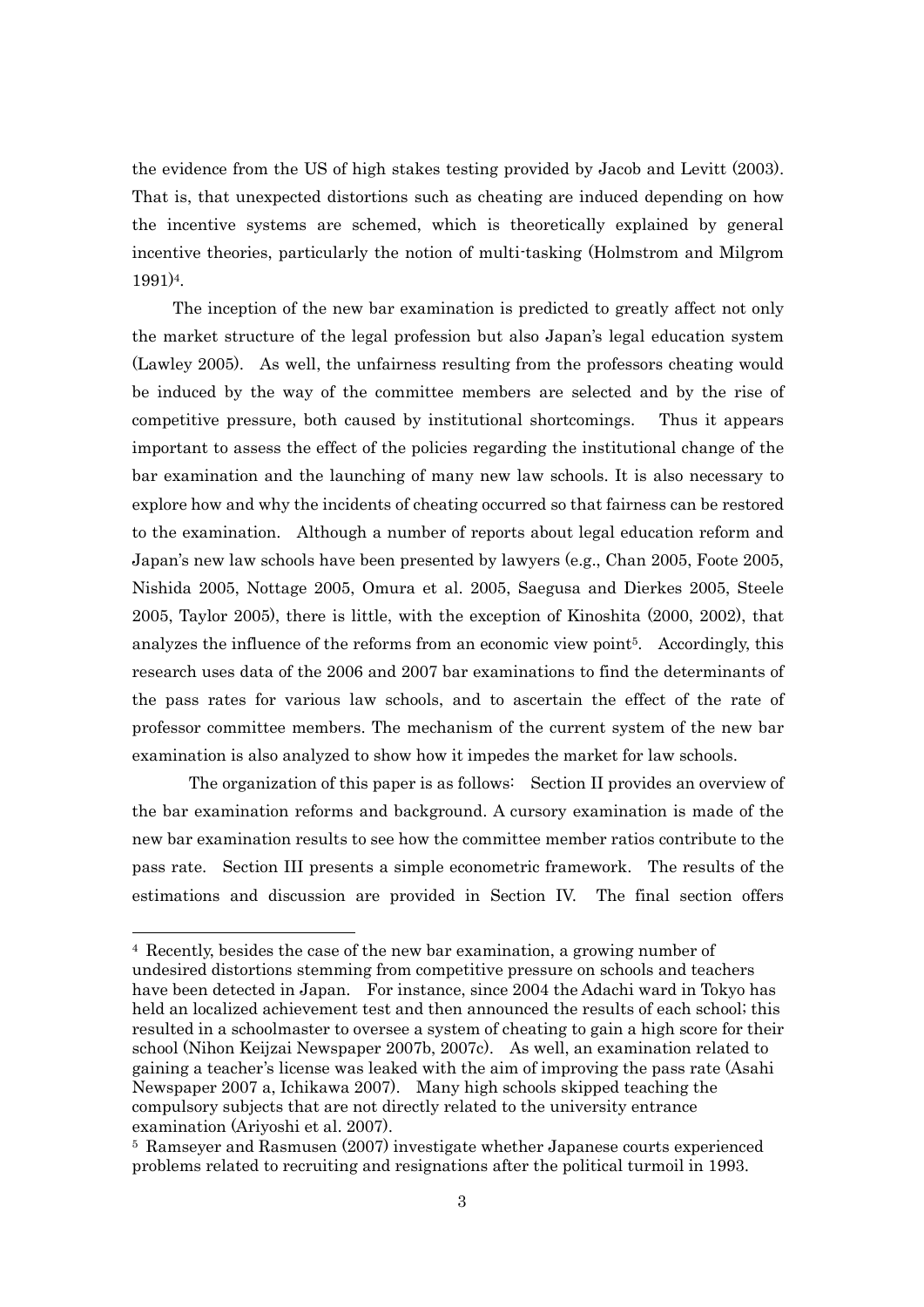the evidence from the US of high stakes testing provided by Jacob and Levitt (2003). That is, that unexpected distortions such as cheating are induced depending on how the incentive systems are schemed, which is theoretically explained by general incentive theories, particularly the notion of multi-tasking (Holmstrom and Milgrom 1991)[4].

The inception of the new bar examination is predicted to greatly affect not only the market structure of the legal profession but also Japan's legal education system (Lawley 2005). As well, the unfairness resulting from the professors cheating would be induced by the way of the committee members are selected and by the rise of competitive pressure, both caused by institutional shortcomings. Thus it appears important to assess the effect of the policies regarding the institutional change of the bar examination and the launching of many new law schools. It is also necessary to explore how and why the incidents of cheating occurred so that fairness can be restored to the examination. Although a number of reports about legal education reform and Japan's new law schools have been presented by lawyers (e.g., Chan 2005, Foote 2005, Nishida 2005, Nottage 2005, Omura et al. 2005, Saegusa and Dierkes 2005, Steele 2005, Taylor 2005), there is little, with the exception of Kinoshita (2000, 2002), that analyzes the influence of the reforms from an economic view point[5]. Accordingly, this research uses data of the 2006 and 2007 bar examinations to find the determinants of the pass rates for various law schools, and to ascertain the effect of the rate of professor committee members. The mechanism of the current system of the new bar examination is also analyzed to show how it impedes the market for law schools.

The organization of this paper is as follows: Section II provides an overview of the bar examination reforms and background. A cursory examination is made of the new bar examination results to see how the committee member ratios contribute to the pass rate. Section III presents a simple econometric framework. The results of the estimations and discussion are provided in Section IV. The final section offers

---

[4] Recently, besides the case of the new bar examination, a growing number of undesired distortions stemming from competitive pressure on schools and teachers have been detected in Japan. For instance, since 2004 the Adachi ward in Tokyo has held an localized achievement test and then announced the results of each school; this resulted in a schoolmaster to oversee a system of cheating to gain a high score for their school (Nihon Keijzai Newspaper 2007b, 2007c). As well, an examination related to gaining a teacher's license was leaked with the aim of improving the pass rate (Asahi Newspaper 2007 a, Ichikawa 2007). Many high schools skipped teaching the compulsory subjects that are not directly related to the university entrance examination (Ariyoshi et al. 2007).

[5] Ramseyer and Rasmusen (2007) investigate whether Japanese courts experienced problems related to recruiting and resignations after the political turmoil in 1993.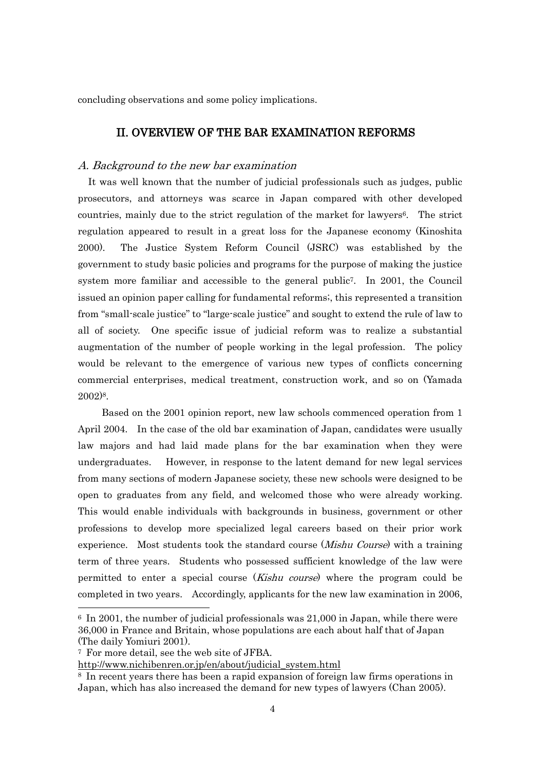concluding observations and some policy implications.

## II. OVERVIEW OF THE BAR EXAMINATION REFORMS

### *A. Background to the new bar examination*

It was well known that the number of judicial professionals such as judges, public prosecutors, and attorneys was scarce in Japan compared with other developed countries, mainly due to the strict regulation of the market for lawyers[6]. The strict regulation appeared to result in a great loss for the Japanese economy (Kinoshita 2000). The Justice System Reform Council (JSRC) was established by the government to study basic policies and programs for the purpose of making the justice system more familiar and accessible to the general public[7]. In 2001, the Council issued an opinion paper calling for fundamental reforms;, this represented a transition from "small-scale justice" to "large-scale justice" and sought to extend the rule of law to all of society. One specific issue of judicial reform was to realize a substantial augmentation of the number of people working in the legal profession. The policy would be relevant to the emergence of various new types of conflicts concerning commercial enterprises, medical treatment, construction work, and so on (Yamada 2002)[8].

Based on the 2001 opinion report, new law schools commenced operation from 1 April 2004. In the case of the old bar examination of Japan, candidates were usually law majors and had laid made plans for the bar examination when they were undergraduates. However, in response to the latent demand for new legal services from many sections of modern Japanese society, these new schools were designed to be open to graduates from any field, and welcomed those who were already working. This would enable individuals with backgrounds in business, government or other professions to develop more specialized legal careers based on their prior work experience. Most students took the standard course (*Mishu Course*) with a training term of three years. Students who possessed sufficient knowledge of the law were permitted to enter a special course (*Kishu course*) where the program could be completed in two years. Accordingly, applicants for the new law examination in 2006,

---

[6] In 2001, the number of judicial professionals was 21,000 in Japan, while there were 36,000 in France and Britain, whose populations are each about half that of Japan (The daily Yomiuri 2001).

[7] For more detail, see the web site of JFBA. http://www.nichibenren.or.jp/en/about/judicial_system.html

[8] In recent years there has been a rapid expansion of foreign law firms operations in Japan, which has also increased the demand for new types of lawyers (Chan 2005).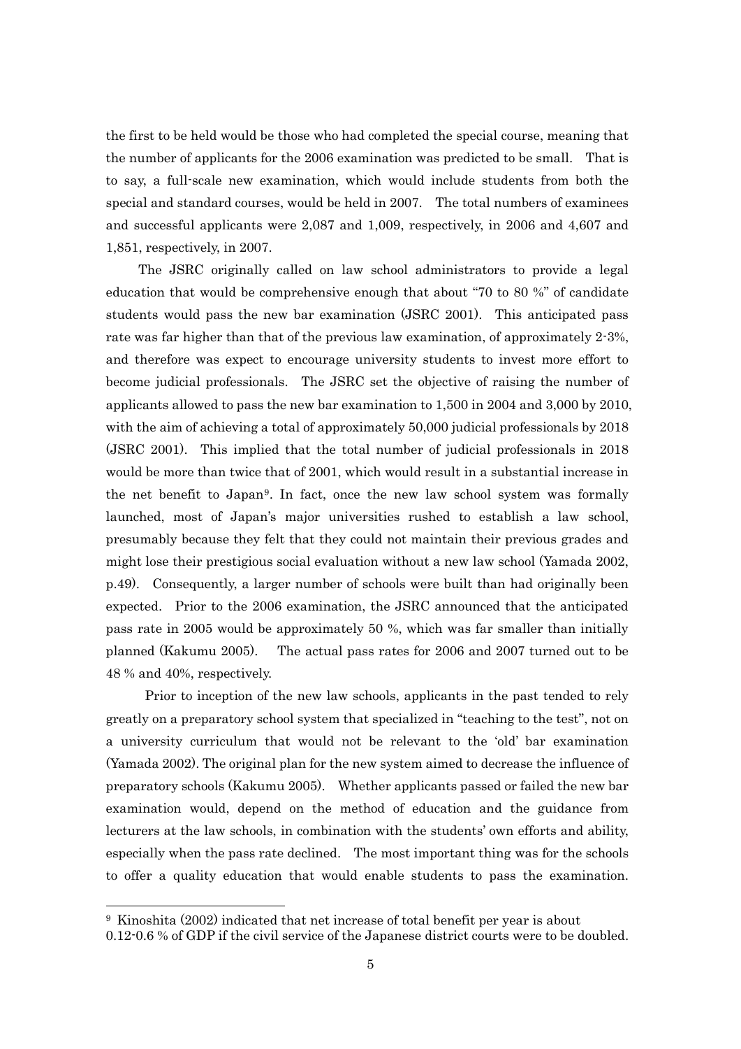the first to be held would be those who had completed the special course, meaning that the number of applicants for the 2006 examination was predicted to be small. That is to say, a full-scale new examination, which would include students from both the special and standard courses, would be held in 2007. The total numbers of examinees and successful applicants were 2,087 and 1,009, respectively, in 2006 and 4,607 and 1,851, respectively, in 2007.

The JSRC originally called on law school administrators to provide a legal education that would be comprehensive enough that about "70 to 80 %" of candidate students would pass the new bar examination (JSRC 2001). This anticipated pass rate was far higher than that of the previous law examination, of approximately 2-3%, and therefore was expect to encourage university students to invest more effort to become judicial professionals. The JSRC set the objective of raising the number of applicants allowed to pass the new bar examination to 1,500 in 2004 and 3,000 by 2010, with the aim of achieving a total of approximately 50,000 judicial professionals by 2018 (JSRC 2001). This implied that the total number of judicial professionals in 2018 would be more than twice that of 2001, which would result in a substantial increase in the net benefit to Japan[9]. In fact, once the new law school system was formally launched, most of Japan's major universities rushed to establish a law school, presumably because they felt that they could not maintain their previous grades and might lose their prestigious social evaluation without a new law school (Yamada 2002, p.49). Consequently, a larger number of schools were built than had originally been expected. Prior to the 2006 examination, the JSRC announced that the anticipated pass rate in 2005 would be approximately 50 %, which was far smaller than initially planned (Kakumu 2005). The actual pass rates for 2006 and 2007 turned out to be 48 % and 40%, respectively.

Prior to inception of the new law schools, applicants in the past tended to rely greatly on a preparatory school system that specialized in "teaching to the test", not on a university curriculum that would not be relevant to the 'old' bar examination (Yamada 2002). The original plan for the new system aimed to decrease the influence of preparatory schools (Kakumu 2005). Whether applicants passed or failed the new bar examination would, depend on the method of education and the guidance from lecturers at the law schools, in combination with the students' own efforts and ability, especially when the pass rate declined. The most important thing was for the schools to offer a quality education that would enable students to pass the examination.

[9] Kinoshita (2002) indicated that net increase of total benefit per year is about 0.12-0.6 % of GDP if the civil service of the Japanese district courts were to be doubled.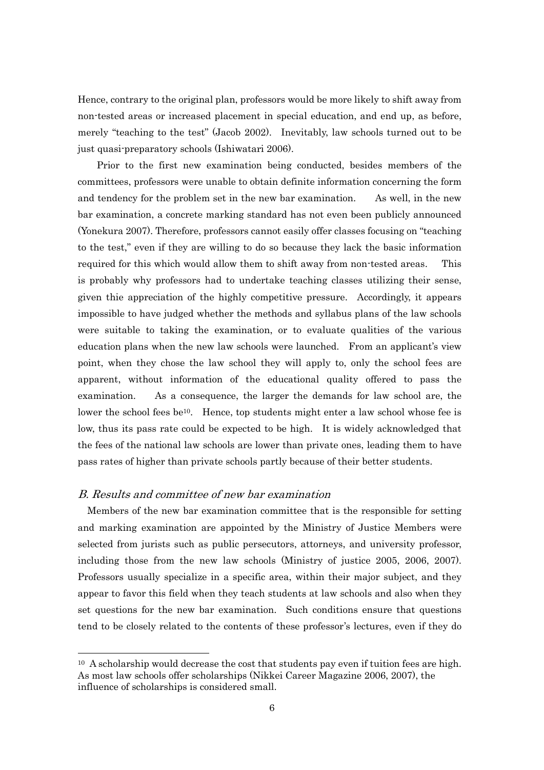Hence, contrary to the original plan, professors would be more likely to shift away from non-tested areas or increased placement in special education, and end up, as before, merely "teaching to the test" (Jacob 2002). Inevitably, law schools turned out to be just quasi-preparatory schools (Ishiwatari 2006).

Prior to the first new examination being conducted, besides members of the committees, professors were unable to obtain definite information concerning the form and tendency for the problem set in the new bar examination. As well, in the new bar examination, a concrete marking standard has not even been publicly announced (Yonekura 2007). Therefore, professors cannot easily offer classes focusing on "teaching to the test," even if they are willing to do so because they lack the basic information required for this which would allow them to shift away from non-tested areas. This is probably why professors had to undertake teaching classes utilizing their sense, given thie appreciation of the highly competitive pressure. Accordingly, it appears impossible to have judged whether the methods and syllabus plans of the law schools were suitable to taking the examination, or to evaluate qualities of the various education plans when the new law schools were launched. From an applicant's view point, when they chose the law school they will apply to, only the school fees are apparent, without information of the educational quality offered to pass the examination. As a consequence, the larger the demands for law school are, the lower the school fees be[10]. Hence, top students might enter a law school whose fee is low, thus its pass rate could be expected to be high. It is widely acknowledged that the fees of the national law schools are lower than private ones, leading them to have pass rates of higher than private schools partly because of their better students.

### *B. Results and committee of new bar examination*

Members of the new bar examination committee that is the responsible for setting and marking examination are appointed by the Ministry of Justice Members were selected from jurists such as public persecutors, attorneys, and university professor, including those from the new law schools (Ministry of justice 2005, 2006, 2007). Professors usually specialize in a specific area, within their major subject, and they appear to favor this field when they teach students at law schools and also when they set questions for the new bar examination. Such conditions ensure that questions tend to be closely related to the contents of these professor's lectures, even if they do

---

[10] A scholarship would decrease the cost that students pay even if tuition fees are high. As most law schools offer scholarships (Nikkei Career Magazine 2006, 2007), the influence of scholarships is considered small.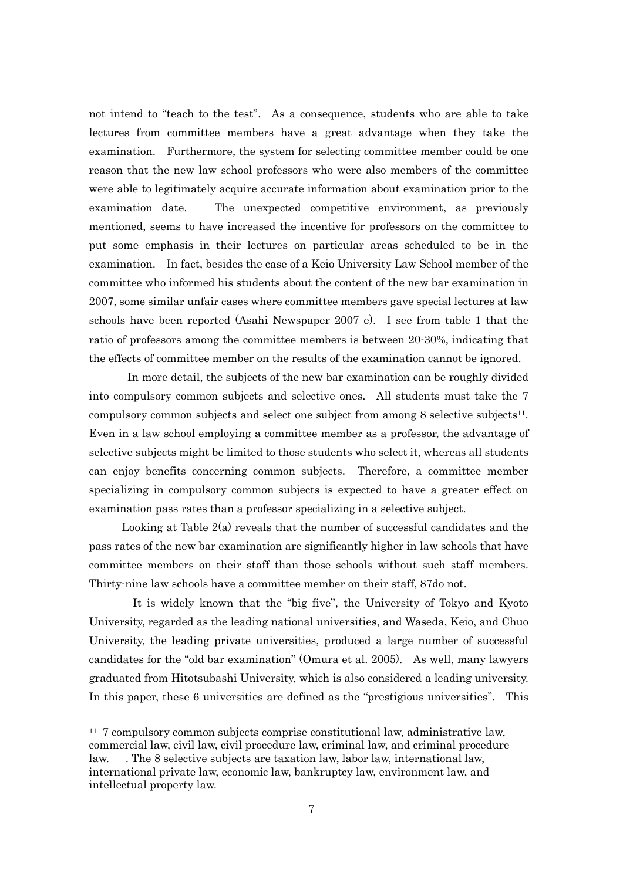not intend to "teach to the test". As a consequence, students who are able to take lectures from committee members have a great advantage when they take the examination. Furthermore, the system for selecting committee member could be one reason that the new law school professors who were also members of the committee were able to legitimately acquire accurate information about examination prior to the examination date. The unexpected competitive environment, as previously mentioned, seems to have increased the incentive for professors on the committee to put some emphasis in their lectures on particular areas scheduled to be in the examination. In fact, besides the case of a Keio University Law School member of the committee who informed his students about the content of the new bar examination in 2007, some similar unfair cases where committee members gave special lectures at law schools have been reported (Asahi Newspaper 2007 e). I see from table 1 that the ratio of professors among the committee members is between 20-30%, indicating that the effects of committee member on the results of the examination cannot be ignored.

In more detail, the subjects of the new bar examination can be roughly divided into compulsory common subjects and selective ones. All students must take the 7 compulsory common subjects and select one subject from among 8 selective subjects[11]. Even in a law school employing a committee member as a professor, the advantage of selective subjects might be limited to those students who select it, whereas all students can enjoy benefits concerning common subjects. Therefore, a committee member specializing in compulsory common subjects is expected to have a greater effect on examination pass rates than a professor specializing in a selective subject.

Looking at Table 2(a) reveals that the number of successful candidates and the pass rates of the new bar examination are significantly higher in law schools that have committee members on their staff than those schools without such staff members. Thirty-nine law schools have a committee member on their staff, 87do not.

It is widely known that the "big five", the University of Tokyo and Kyoto University, regarded as the leading national universities, and Waseda, Keio, and Chuo University, the leading private universities, produced a large number of successful candidates for the "old bar examination" (Omura et al. 2005). As well, many lawyers graduated from Hitotsubashi University, which is also considered a leading university. In this paper, these 6 universities are defined as the "prestigious universities". This

---

[11] 7 compulsory common subjects comprise constitutional law, administrative law, commercial law, civil law, civil procedure law, criminal law, and criminal procedure law. . The 8 selective subjects are taxation law, labor law, international law, international private law, economic law, bankruptcy law, environment law, and intellectual property law.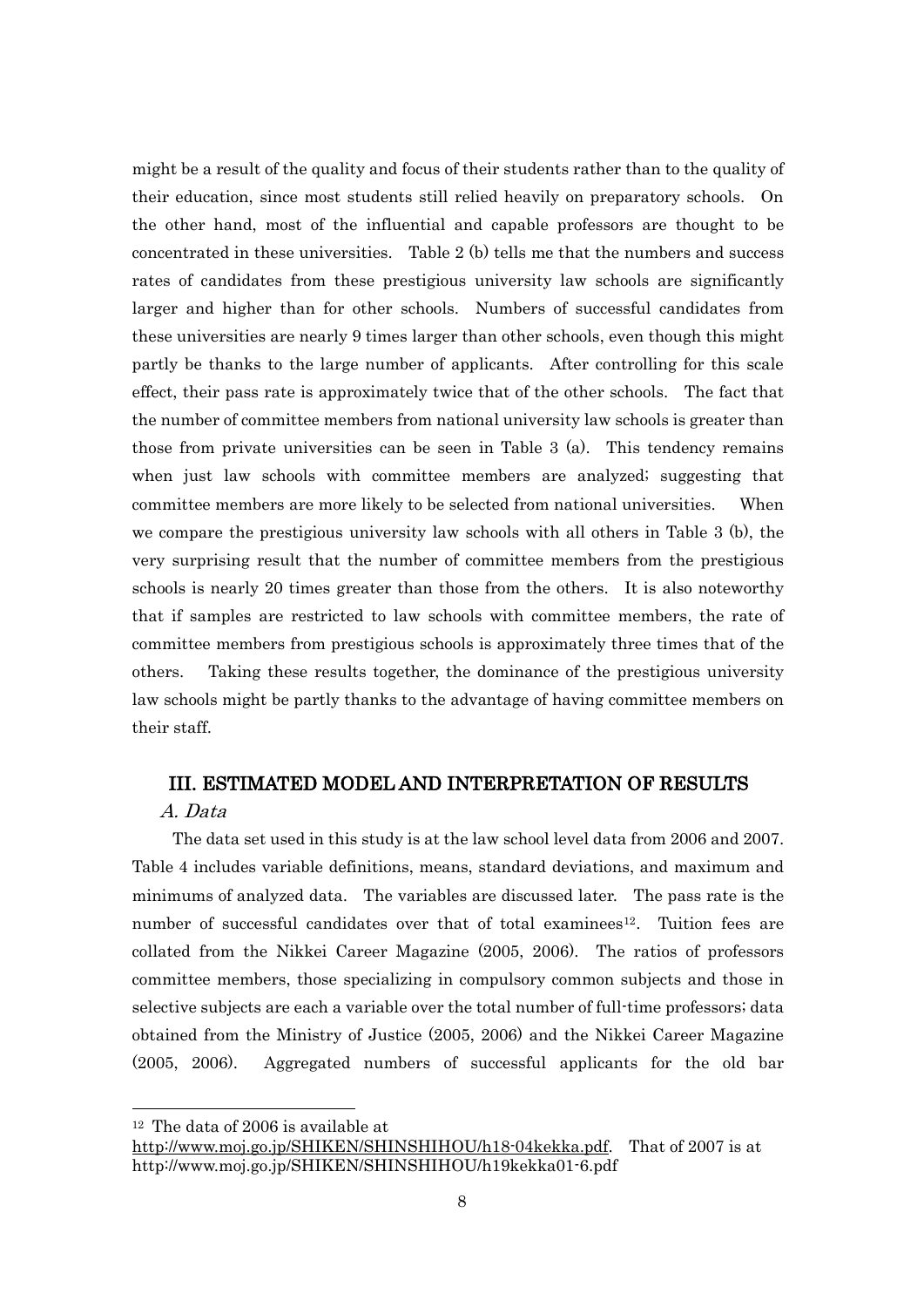might be a result of the quality and focus of their students rather than to the quality of their education, since most students still relied heavily on preparatory schools. On the other hand, most of the influential and capable professors are thought to be concentrated in these universities. Table 2 (b) tells me that the numbers and success rates of candidates from these prestigious university law schools are significantly larger and higher than for other schools. Numbers of successful candidates from these universities are nearly 9 times larger than other schools, even though this might partly be thanks to the large number of applicants. After controlling for this scale effect, their pass rate is approximately twice that of the other schools. The fact that the number of committee members from national university law schools is greater than those from private universities can be seen in Table 3 (a). This tendency remains when just law schools with committee members are analyzed; suggesting that committee members are more likely to be selected from national universities. When we compare the prestigious university law schools with all others in Table 3 (b), the very surprising result that the number of committee members from the prestigious schools is nearly 20 times greater than those from the others. It is also noteworthy that if samples are restricted to law schools with committee members, the rate of committee members from prestigious schools is approximately three times that of the others. Taking these results together, the dominance of the prestigious university law schools might be partly thanks to the advantage of having committee members on their staff.

## III. ESTIMATED MODEL AND INTERPRETATION OF RESULTS

### *A. Data*

The data set used in this study is at the law school level data from 2006 and 2007. Table 4 includes variable definitions, means, standard deviations, and maximum and minimums of analyzed data. The variables are discussed later. The pass rate is the number of successful candidates over that of total examinees[12]. Tuition fees are collated from the Nikkei Career Magazine (2005, 2006). The ratios of professors committee members, those specializing in compulsory common subjects and those in selective subjects are each a variable over the total number of full-time professors; data obtained from the Ministry of Justice (2005, 2006) and the Nikkei Career Magazine (2005, 2006). Aggregated numbers of successful applicants for the old bar

---

[12] The data of 2006 is available at http://www.moj.go.jp/SHIKEN/SHINSHIHOU/h18-04kekka.pdf. That of 2007 is at http://www.moj.go.jp/SHIKEN/SHINSHIHOU/h19kekka01-6.pdf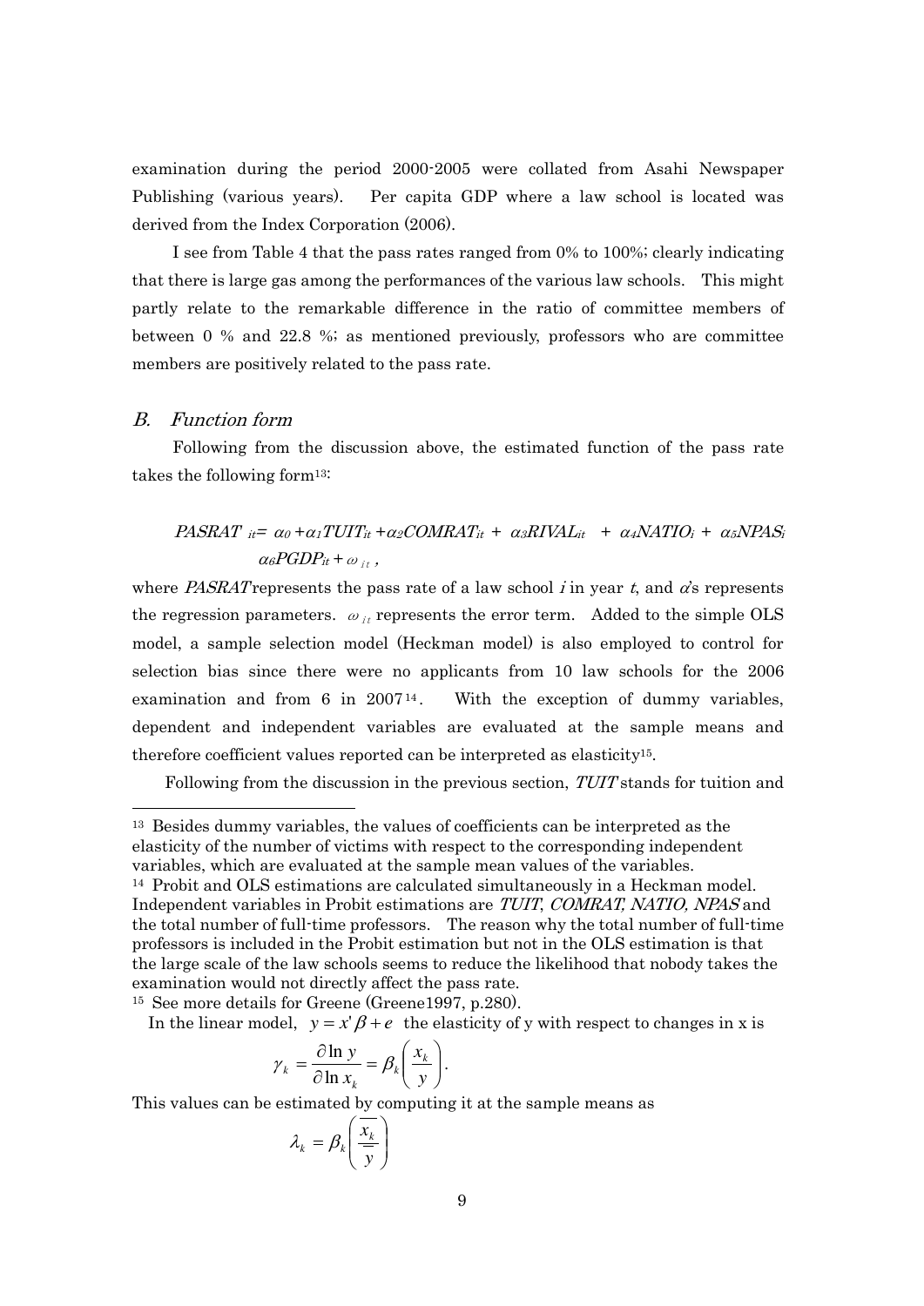examination during the period 2000-2005 were collated from Asahi Newspaper Publishing (various years). Per capita GDP where a law school is located was derived from the Index Corporation (2006).

I see from Table 4 that the pass rates ranged from 0% to 100%; clearly indicating that there is large gas among the performances of the various law schools. This might partly relate to the remarkable difference in the ratio of committee members of between 0 % and 22.8 %; as mentioned previously, professors who are committee members are positively related to the pass rate.

## *B. Function form*

Following from the discussion above, the estimated function of the pass rate takes the following form[13]:

$$PASRAT_{it} = \alpha_0 + \alpha_1 TUIT_{it} + \alpha_2 COMRAT_{it} + \alpha_3 RIVAL_{it} + \alpha_4 NATIO_i + \alpha_5 NPAS_i \\ \alpha_6 PGDP_{it} + \omega_{it},$$

where *PASRAT* represents the pass rate of a law school $i$ in year $t$, and $\alpha$'s represents the regression parameters. $\omega_{it}$ represents the error term. Added to the simple OLS model, a sample selection model (Heckman model) is also employed to control for selection bias since there were no applicants from 10 law schools for the 2006 examination and from 6 in 2007[14]. With the exception of dummy variables, dependent and independent variables are evaluated at the sample means and therefore coefficient values reported can be interpreted as elasticity[15].

Following from the discussion in the previous section, *TUIT* stands for tuition and

---

[13] Besides dummy variables, the values of coefficients can be interpreted as the elasticity of the number of victims with respect to the corresponding independent variables, which are evaluated at the sample mean values of the variables.

[14] Probit and OLS estimations are calculated simultaneously in a Heckman model. Independent variables in Probit estimations are *TUIT*, *COMRAT, NATIO, NPAS* and the total number of full-time professors. The reason why the total number of full-time professors is included in the Probit estimation but not in the OLS estimation is that the large scale of the law schools seems to reduce the likelihood that nobody takes the examination would not directly affect the pass rate.

[15] See more details for Greene (Greene1997, p.280).

In the linear model, $y = x'\beta + e$ the elasticity of y with respect to changes in x is

$$\gamma_k = \frac{\partial \ln y}{\partial \ln x_k} = \beta_k \left( \frac{x_k}{y} \right).$$

This values can be estimated by computing it at the sample means as

$$\lambda_k = \beta_k \left( \frac{\overline{x_k}}{\overline{y}} \right)$$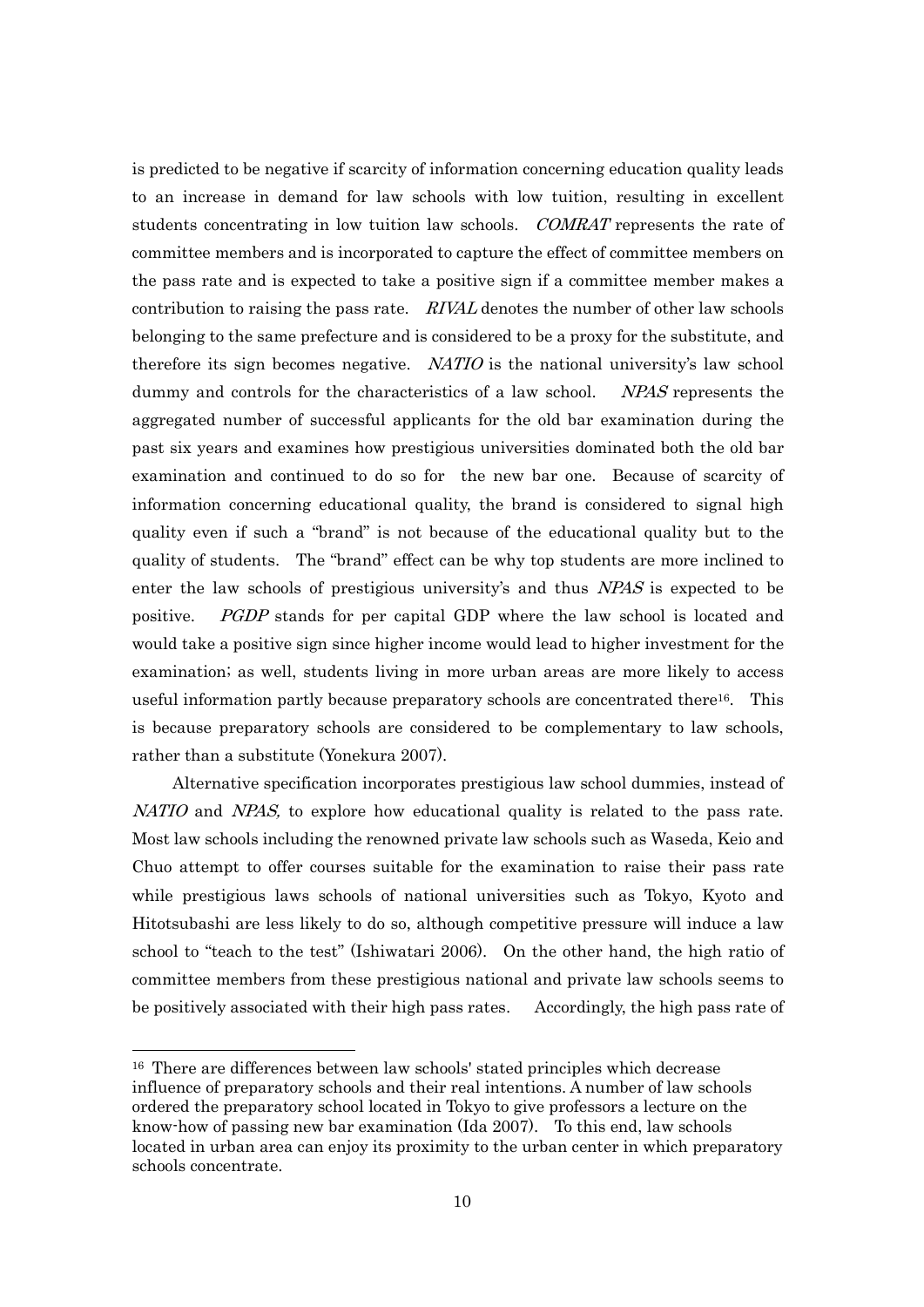is predicted to be negative if scarcity of information concerning education quality leads to an increase in demand for law schools with low tuition, resulting in excellent students concentrating in low tuition law schools. *COMRAT* represents the rate of committee members and is incorporated to capture the effect of committee members on the pass rate and is expected to take a positive sign if a committee member makes a contribution to raising the pass rate. *RIVAL* denotes the number of other law schools belonging to the same prefecture and is considered to be a proxy for the substitute, and therefore its sign becomes negative. *NATIO* is the national university's law school dummy and controls for the characteristics of a law school. *NPAS* represents the aggregated number of successful applicants for the old bar examination during the past six years and examines how prestigious universities dominated both the old bar examination and continued to do so for the new bar one. Because of scarcity of information concerning educational quality, the brand is considered to signal high quality even if such a "brand" is not because of the educational quality but to the quality of students. The "brand" effect can be why top students are more inclined to enter the law schools of prestigious university's and thus *NPAS* is expected to be positive. *PGDP* stands for per capital GDP where the law school is located and would take a positive sign since higher income would lead to higher investment for the examination; as well, students living in more urban areas are more likely to access useful information partly because preparatory schools are concentrated there[16]. This is because preparatory schools are considered to be complementary to law schools, rather than a substitute (Yonekura 2007).

Alternative specification incorporates prestigious law school dummies, instead of *NATIO* and *NPAS*, to explore how educational quality is related to the pass rate. Most law schools including the renowned private law schools such as Waseda, Keio and Chuo attempt to offer courses suitable for the examination to raise their pass rate while prestigious laws schools of national universities such as Tokyo, Kyoto and Hitotsubashi are less likely to do so, although competitive pressure will induce a law school to "teach to the test" (Ishiwatari 2006). On the other hand, the high ratio of committee members from these prestigious national and private law schools seems to be positively associated with their high pass rates. Accordingly, the high pass rate of

---

[16] There are differences between law schools' stated principles which decrease influence of preparatory schools and their real intentions. A number of law schools ordered the preparatory school located in Tokyo to give professors a lecture on the know-how of passing new bar examination (Ida 2007). To this end, law schools located in urban area can enjoy its proximity to the urban center in which preparatory schools concentrate.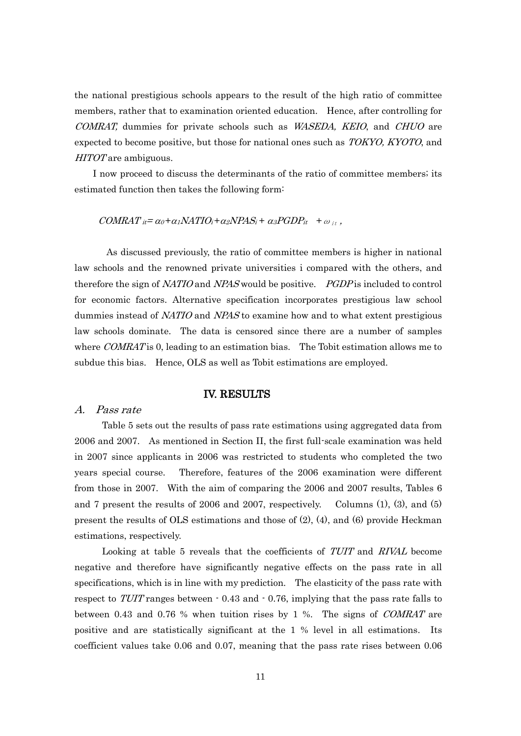the national prestigious schools appears to the result of the high ratio of committee members, rather that to examination oriented education. Hence, after controlling for *COMRAT,* dummies for private schools such as *WASEDA, KEIO*, and *CHUO* are expected to become positive, but those for national ones such as *TOKYO, KYOTO*, and *HITOT* are ambiguous.

I now proceed to discuss the determinants of the ratio of committee members; its estimated function then takes the following form:

$$COMRAT_{it} = \alpha_0 + \alpha_1 NATIO_i + \alpha_2 NPAS_i + \alpha_3 PGDP_{it} + \omega_{it},$$

As discussed previously, the ratio of committee members is higher in national law schools and the renowned private universities i compared with the others, and therefore the sign of *NATIO* and *NPAS* would be positive. *PGDP* is included to control for economic factors. Alternative specification incorporates prestigious law school dummies instead of *NATIO* and *NPAS* to examine how and to what extent prestigious law schools dominate. The data is censored since there are a number of samples where *COMRAT* is 0, leading to an estimation bias. The Tobit estimation allows me to subdue this bias. Hence, OLS as well as Tobit estimations are employed.

## IV. RESULTS

### *A. Pass rate*

Table 5 sets out the results of pass rate estimations using aggregated data from 2006 and 2007. As mentioned in Section II, the first full-scale examination was held in 2007 since applicants in 2006 was restricted to students who completed the two years special course. Therefore, features of the 2006 examination were different from those in 2007. With the aim of comparing the 2006 and 2007 results, Tables 6 and 7 present the results of 2006 and 2007, respectively. Columns (1), (3), and (5) present the results of OLS estimations and those of (2), (4), and (6) provide Heckman estimations, respectively.

Looking at table 5 reveals that the coefficients of *TUIT* and *RIVAL* become negative and therefore have significantly negative effects on the pass rate in all specifications, which is in line with my prediction. The elasticity of the pass rate with respect to *TUIT* ranges between - 0.43 and - 0.76, implying that the pass rate falls to between 0.43 and 0.76 % when tuition rises by 1 %. The signs of *COMRAT* are positive and are statistically significant at the 1 % level in all estimations. Its coefficient values take 0.06 and 0.07, meaning that the pass rate rises between 0.06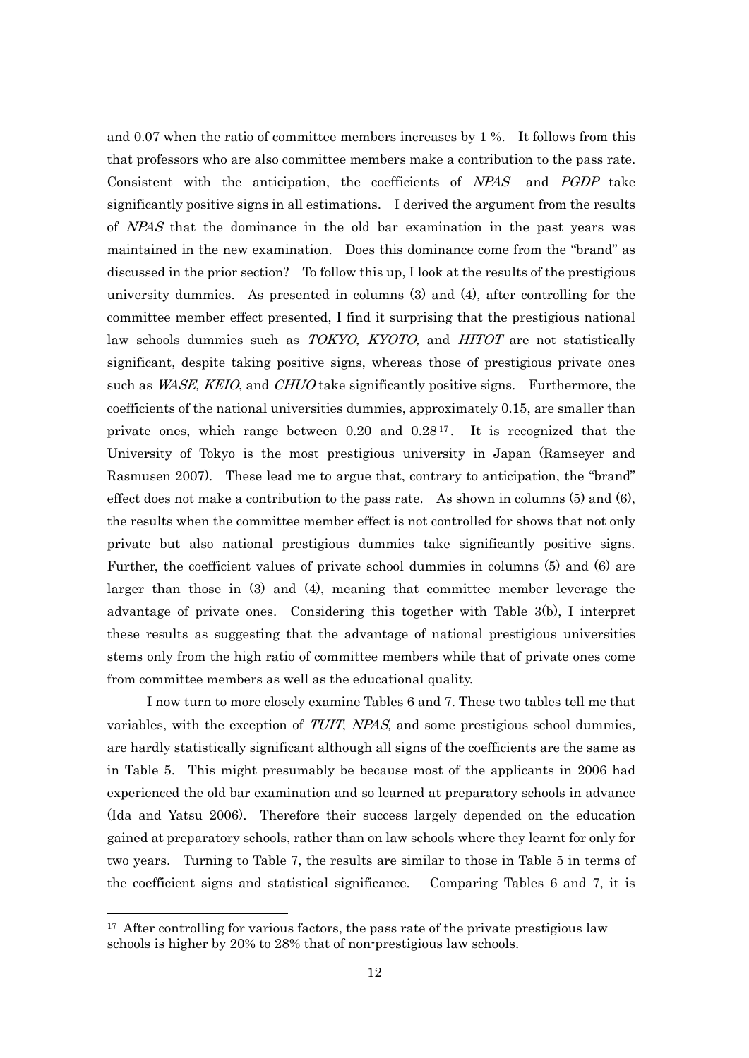and 0.07 when the ratio of committee members increases by 1 %. It follows from this that professors who are also committee members make a contribution to the pass rate. Consistent with the anticipation, the coefficients of *NPAS* and *PGDP* take significantly positive signs in all estimations. I derived the argument from the results of *NPAS* that the dominance in the old bar examination in the past years was maintained in the new examination. Does this dominance come from the "brand" as discussed in the prior section? To follow this up, I look at the results of the prestigious university dummies. As presented in columns (3) and (4), after controlling for the committee member effect presented, I find it surprising that the prestigious national law schools dummies such as *TOKYO, KYOTO,* and *HITOT* are not statistically significant, despite taking positive signs, whereas those of prestigious private ones such as *WASE, KEIO*, and *CHUO* take significantly positive signs. Furthermore, the coefficients of the national universities dummies, approximately 0.15, are smaller than private ones, which range between 0.20 and 0.28[17]. It is recognized that the University of Tokyo is the most prestigious university in Japan (Ramseyer and Rasmusen 2007). These lead me to argue that, contrary to anticipation, the "brand" effect does not make a contribution to the pass rate. As shown in columns (5) and (6), the results when the committee member effect is not controlled for shows that not only private but also national prestigious dummies take significantly positive signs. Further, the coefficient values of private school dummies in columns (5) and (6) are larger than those in (3) and (4), meaning that committee member leverage the advantage of private ones. Considering this together with Table 3(b), I interpret these results as suggesting that the advantage of national prestigious universities stems only from the high ratio of committee members while that of private ones come from committee members as well as the educational quality.

I now turn to more closely examine Tables 6 and 7. These two tables tell me that variables, with the exception of *TUIT*, *NPAS,* and some prestigious school dummies, are hardly statistically significant although all signs of the coefficients are the same as in Table 5. This might presumably be because most of the applicants in 2006 had experienced the old bar examination and so learned at preparatory schools in advance (Ida and Yatsu 2006). Therefore their success largely depended on the education gained at preparatory schools, rather than on law schools where they learnt for only for two years. Turning to Table 7, the results are similar to those in Table 5 in terms of the coefficient signs and statistical significance. Comparing Tables 6 and 7, it is

[17] After controlling for various factors, the pass rate of the private prestigious law schools is higher by 20% to 28% that of non-prestigious law schools.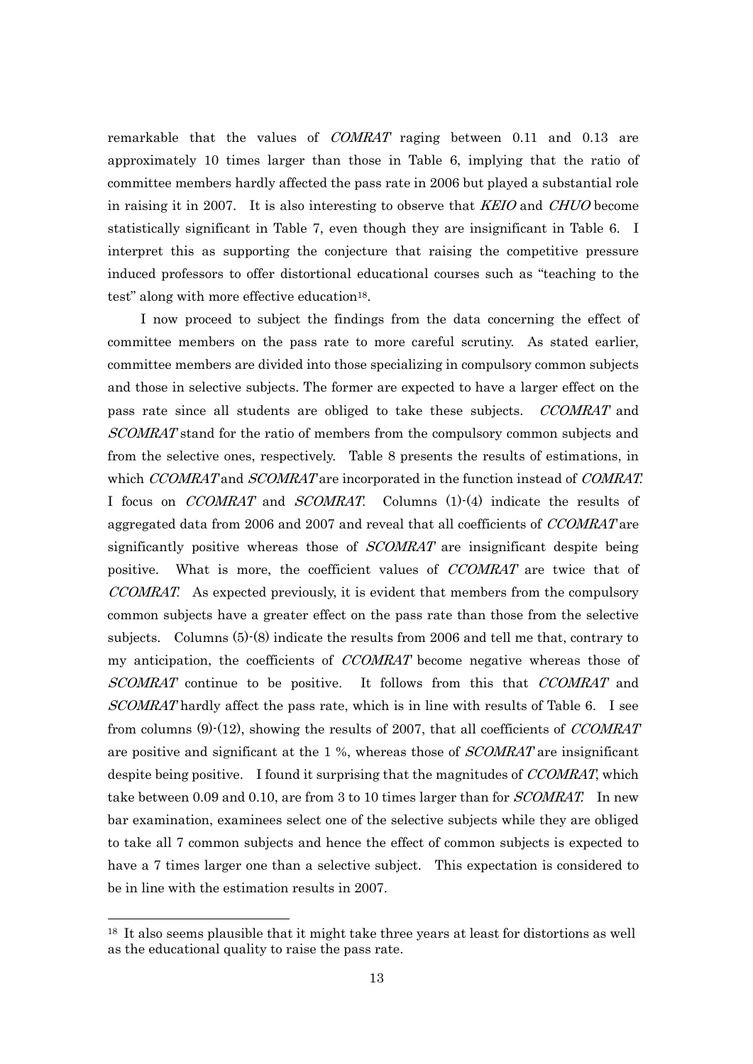remarkable that the values of *COMRAT* raging between 0.11 and 0.13 are approximately 10 times larger than those in Table 6, implying that the ratio of committee members hardly affected the pass rate in 2006 but played a substantial role in raising it in 2007. It is also interesting to observe that *KEIO* and *CHUO* become statistically significant in Table 7, even though they are insignificant in Table 6. I interpret this as supporting the conjecture that raising the competitive pressure induced professors to offer distortional educational courses such as "teaching to the test" along with more effective education[18].

I now proceed to subject the findings from the data concerning the effect of committee members on the pass rate to more careful scrutiny. As stated earlier, committee members are divided into those specializing in compulsory common subjects and those in selective subjects. The former are expected to have a larger effect on the pass rate since all students are obliged to take these subjects. *CCOMRAT* and *SCOMRAT* stand for the ratio of members from the compulsory common subjects and from the selective ones, respectively. Table 8 presents the results of estimations, in which *CCOMRAT* and *SCOMRAT* are incorporated in the function instead of *COMRAT.* I focus on *CCOMRAT* and *SCOMRAT.* Columns (1)-(4) indicate the results of aggregated data from 2006 and 2007 and reveal that all coefficients of *CCOMRAT* are significantly positive whereas those of *SCOMRAT* are insignificant despite being positive. What is more, the coefficient values of *CCOMRAT* are twice that of *CCOMRAT.* As expected previously, it is evident that members from the compulsory common subjects have a greater effect on the pass rate than those from the selective subjects. Columns (5)-(8) indicate the results from 2006 and tell me that, contrary to my anticipation, the coefficients of *CCOMRAT* become negative whereas those of *SCOMRAT* continue to be positive. It follows from this that *CCOMRAT* and *SCOMRAT* hardly affect the pass rate, which is in line with results of Table 6. I see from columns (9)-(12), showing the results of 2007, that all coefficients of *CCOMRAT* are positive and significant at the 1 %, whereas those of *SCOMRAT* are insignificant despite being positive. I found it surprising that the magnitudes of *CCOMRAT*, which take between 0.09 and 0.10, are from 3 to 10 times larger than for *SCOMRAT.* In new bar examination, examinees select one of the selective subjects while they are obliged to take all 7 common subjects and hence the effect of common subjects is expected to have a 7 times larger one than a selective subject. This expectation is considered to be in line with the estimation results in 2007.

---

[18] It also seems plausible that it might take three years at least for distortions as well as the educational quality to raise the pass rate.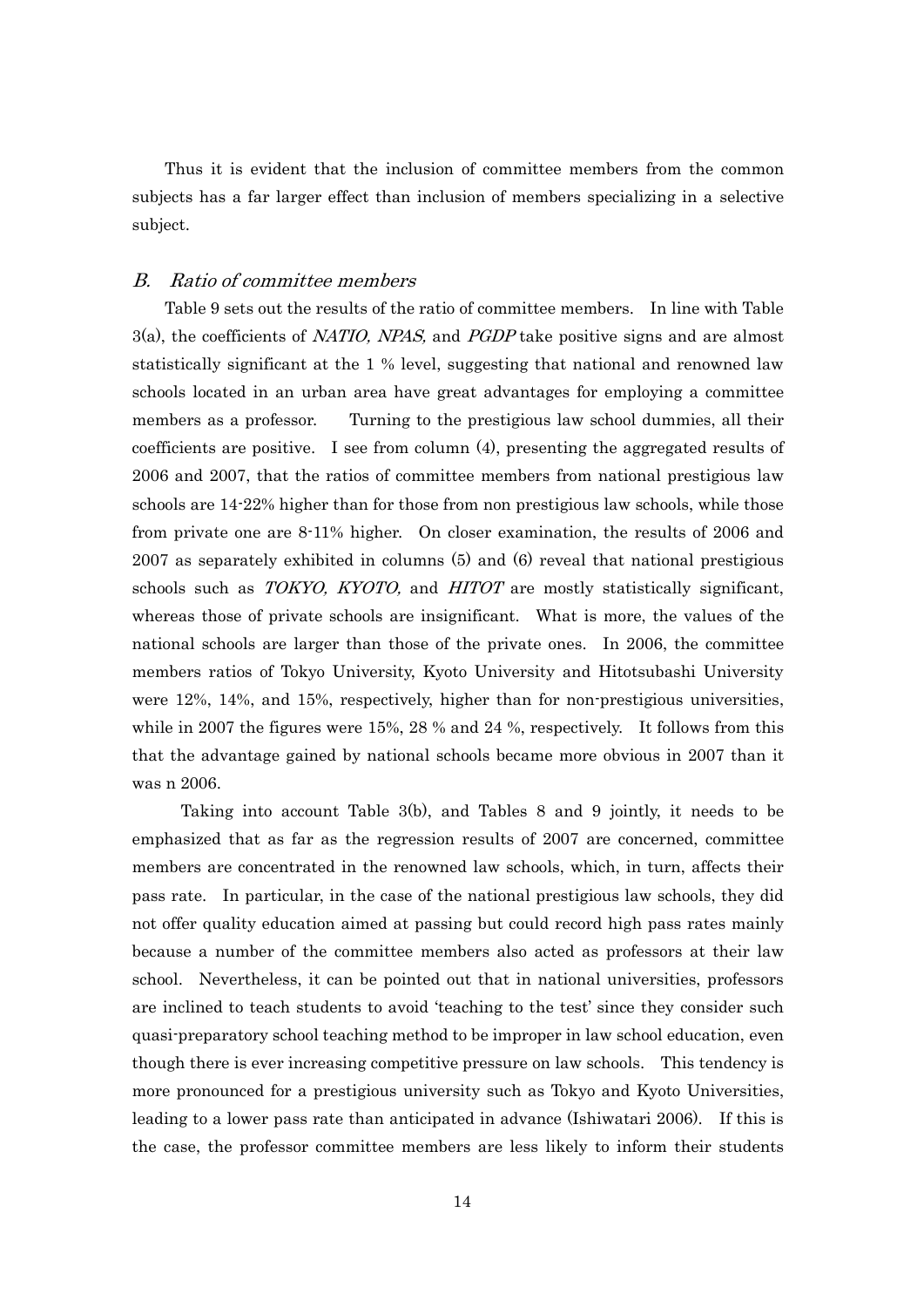Thus it is evident that the inclusion of committee members from the common subjects has a far larger effect than inclusion of members specializing in a selective subject.

### *B. Ratio of committee members*

Table 9 sets out the results of the ratio of committee members. In line with Table 3(a), the coefficients of *NATIO, NPAS,* and *PGDP* take positive signs and are almost statistically significant at the 1 % level, suggesting that national and renowned law schools located in an urban area have great advantages for employing a committee members as a professor. Turning to the prestigious law school dummies, all their coefficients are positive. I see from column (4), presenting the aggregated results of 2006 and 2007, that the ratios of committee members from national prestigious law schools are 14-22% higher than for those from non prestigious law schools, while those from private one are 8-11% higher. On closer examination, the results of 2006 and 2007 as separately exhibited in columns (5) and (6) reveal that national prestigious schools such as *TOKYO, KYOTO,* and *HITOT* are mostly statistically significant, whereas those of private schools are insignificant. What is more, the values of the national schools are larger than those of the private ones. In 2006, the committee members ratios of Tokyo University, Kyoto University and Hitotsubashi University were 12%, 14%, and 15%, respectively, higher than for non-prestigious universities, while in 2007 the figures were 15%, 28 % and 24 %, respectively. It follows from this that the advantage gained by national schools became more obvious in 2007 than it was n 2006.

Taking into account Table 3(b), and Tables 8 and 9 jointly, it needs to be emphasized that as far as the regression results of 2007 are concerned, committee members are concentrated in the renowned law schools, which, in turn, affects their pass rate. In particular, in the case of the national prestigious law schools, they did not offer quality education aimed at passing but could record high pass rates mainly because a number of the committee members also acted as professors at their law school. Nevertheless, it can be pointed out that in national universities, professors are inclined to teach students to avoid 'teaching to the test' since they consider such quasi-preparatory school teaching method to be improper in law school education, even though there is ever increasing competitive pressure on law schools. This tendency is more pronounced for a prestigious university such as Tokyo and Kyoto Universities, leading to a lower pass rate than anticipated in advance (Ishiwatari 2006). If this is the case, the professor committee members are less likely to inform their students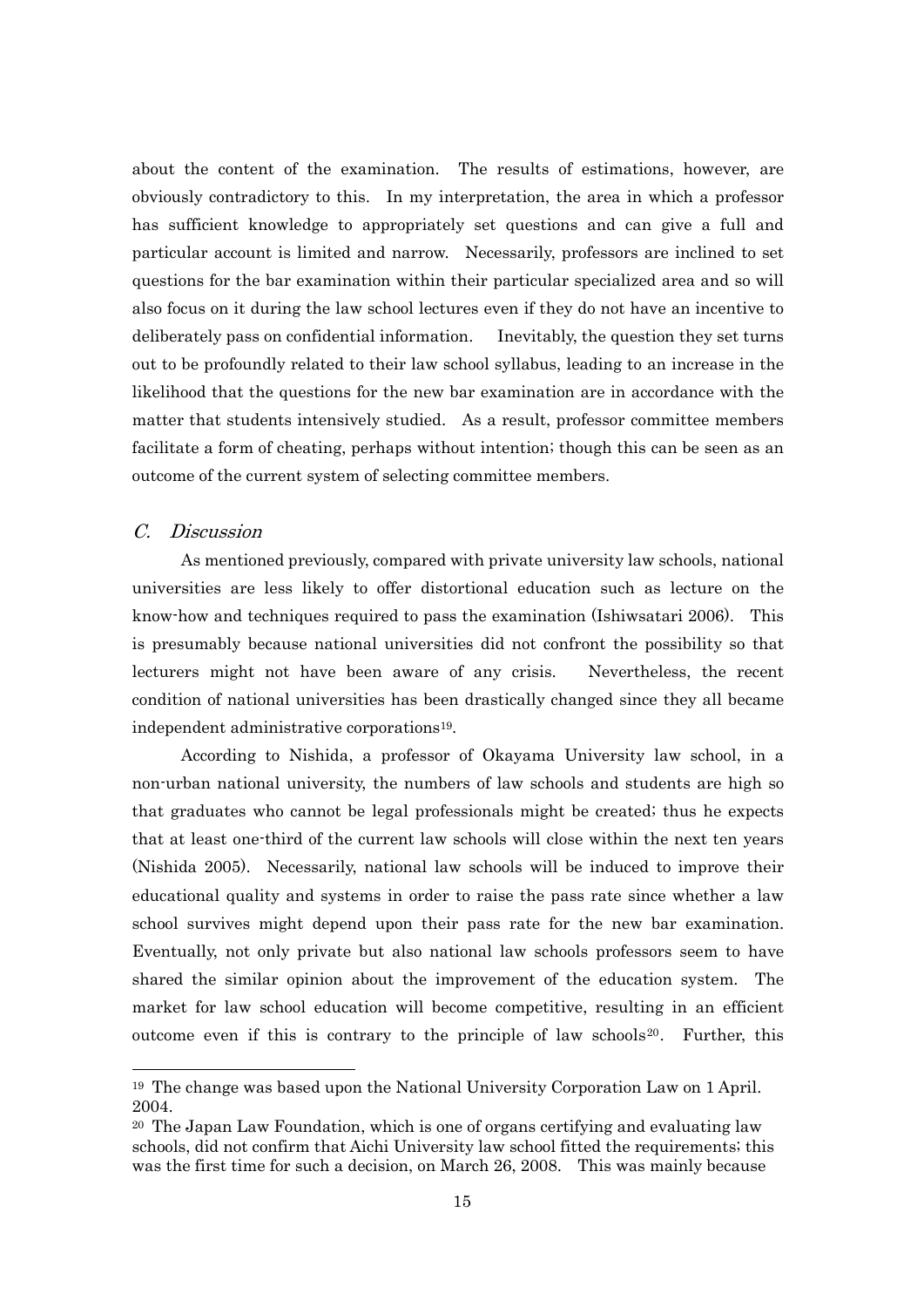about the content of the examination. The results of estimations, however, are obviously contradictory to this. In my interpretation, the area in which a professor has sufficient knowledge to appropriately set questions and can give a full and particular account is limited and narrow. Necessarily, professors are inclined to set questions for the bar examination within their particular specialized area and so will also focus on it during the law school lectures even if they do not have an incentive to deliberately pass on confidential information. Inevitably, the question they set turns out to be profoundly related to their law school syllabus, leading to an increase in the likelihood that the questions for the new bar examination are in accordance with the matter that students intensively studied. As a result, professor committee members facilitate a form of cheating, perhaps without intention; though this can be seen as an outcome of the current system of selecting committee members.

### *C. Discussion*

As mentioned previously, compared with private university law schools, national universities are less likely to offer distortional education such as lecture on the know-how and techniques required to pass the examination (Ishiwsatari 2006). This is presumably because national universities did not confront the possibility so that lecturers might not have been aware of any crisis. Nevertheless, the recent condition of national universities has been drastically changed since they all became independent administrative corporations[19].

According to Nishida, a professor of Okayama University law school, in a non-urban national university, the numbers of law schools and students are high so that graduates who cannot be legal professionals might be created; thus he expects that at least one-third of the current law schools will close within the next ten years (Nishida 2005). Necessarily, national law schools will be induced to improve their educational quality and systems in order to raise the pass rate since whether a law school survives might depend upon their pass rate for the new bar examination. Eventually, not only private but also national law schools professors seem to have shared the similar opinion about the improvement of the education system. The market for law school education will become competitive, resulting in an efficient outcome even if this is contrary to the principle of law schools[20]. Further, this

---

[19] The change was based upon the National University Corporation Law on 1 April. 2004.

[20] The Japan Law Foundation, which is one of organs certifying and evaluating law schools, did not confirm that Aichi University law school fitted the requirements; this was the first time for such a decision, on March 26, 2008. This was mainly because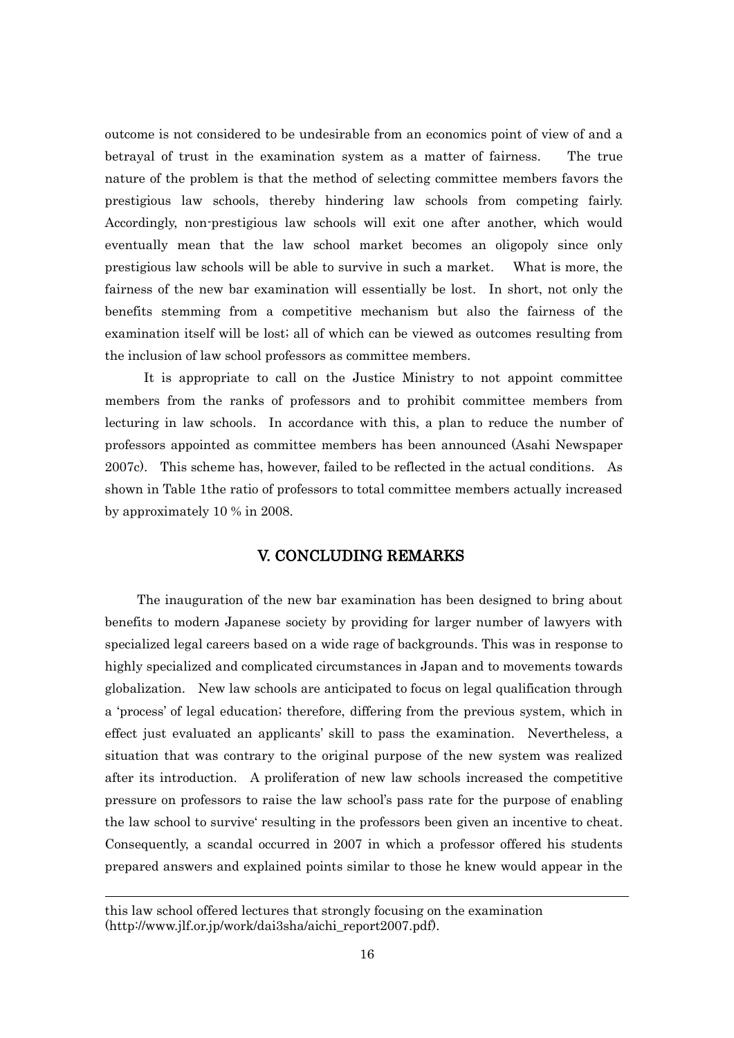outcome is not considered to be undesirable from an economics point of view of and a betrayal of trust in the examination system as a matter of fairness. The true nature of the problem is that the method of selecting committee members favors the prestigious law schools, thereby hindering law schools from competing fairly. Accordingly, non-prestigious law schools will exit one after another, which would eventually mean that the law school market becomes an oligopoly since only prestigious law schools will be able to survive in such a market. What is more, the fairness of the new bar examination will essentially be lost. In short, not only the benefits stemming from a competitive mechanism but also the fairness of the examination itself will be lost; all of which can be viewed as outcomes resulting from the inclusion of law school professors as committee members.

It is appropriate to call on the Justice Ministry to not appoint committee members from the ranks of professors and to prohibit committee members from lecturing in law schools. In accordance with this, a plan to reduce the number of professors appointed as committee members has been announced (Asahi Newspaper 2007c). This scheme has, however, failed to be reflected in the actual conditions. As shown in Table 1the ratio of professors to total committee members actually increased by approximately 10 % in 2008.

## V. CONCLUDING REMARKS

The inauguration of the new bar examination has been designed to bring about benefits to modern Japanese society by providing for larger number of lawyers with specialized legal careers based on a wide rage of backgrounds. This was in response to highly specialized and complicated circumstances in Japan and to movements towards globalization. New law schools are anticipated to focus on legal qualification through a 'process' of legal education; therefore, differing from the previous system, which in effect just evaluated an applicants' skill to pass the examination. Nevertheless, a situation that was contrary to the original purpose of the new system was realized after its introduction. A proliferation of new law schools increased the competitive pressure on professors to raise the law school's pass rate for the purpose of enabling the law school to survive' resulting in the professors been given an incentive to cheat. Consequently, a scandal occurred in 2007 in which a professor offered his students prepared answers and explained points similar to those he knew would appear in the

---

this law school offered lectures that strongly focusing on the examination (http://www.jlf.or.jp/work/dai3sha/aichi_report2007.pdf).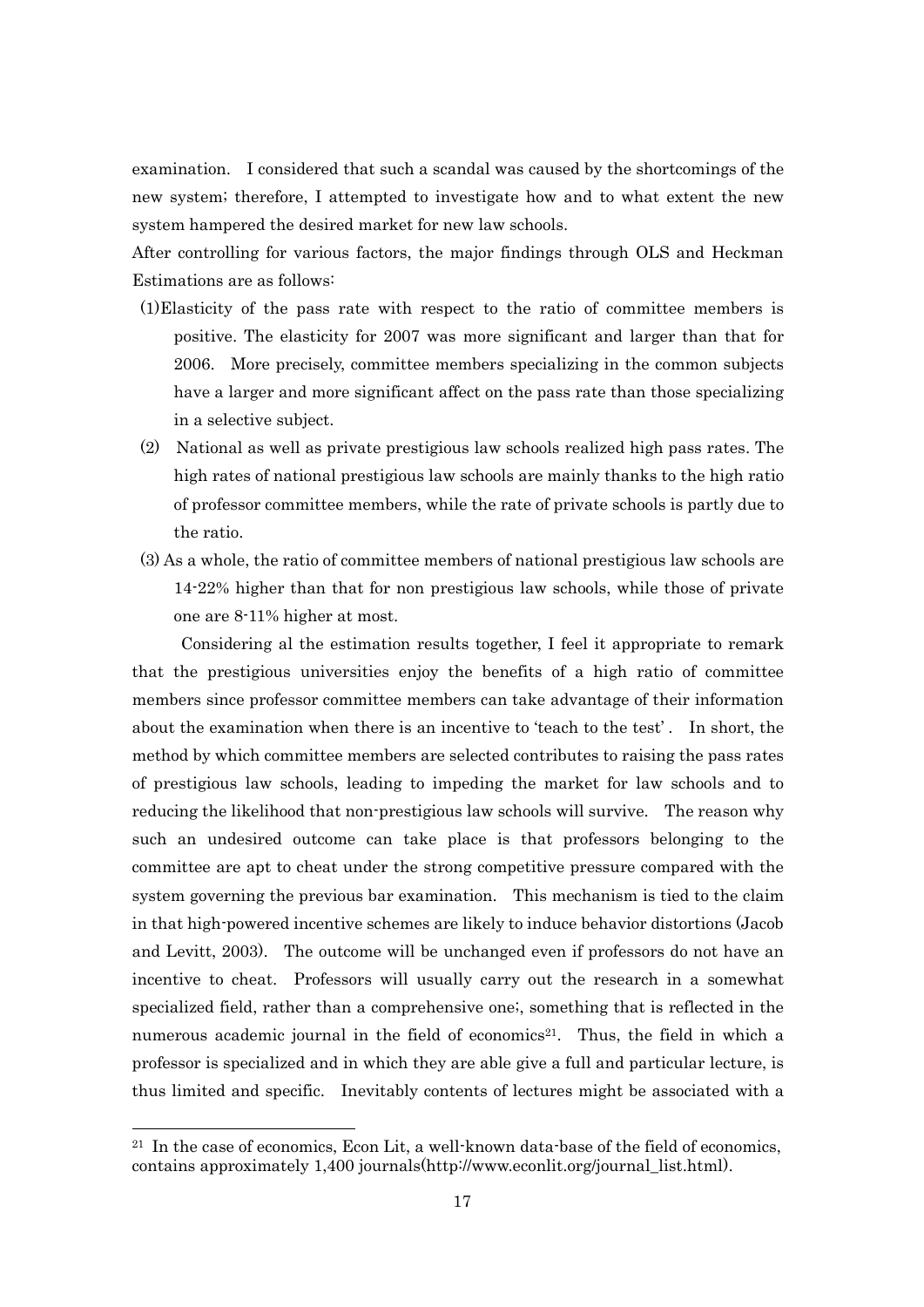examination. I considered that such a scandal was caused by the shortcomings of the new system; therefore, I attempted to investigate how and to what extent the new system hampered the desired market for new law schools.

After controlling for various factors, the major findings through OLS and Heckman Estimations are as follows:

(1)Elasticity of the pass rate with respect to the ratio of committee members is positive. The elasticity for 2007 was more significant and larger than that for 2006. More precisely, committee members specializing in the common subjects have a larger and more significant affect on the pass rate than those specializing in a selective subject.

(2) National as well as private prestigious law schools realized high pass rates. The high rates of national prestigious law schools are mainly thanks to the high ratio of professor committee members, while the rate of private schools is partly due to the ratio.

(3) As a whole, the ratio of committee members of national prestigious law schools are 14-22% higher than that for non prestigious law schools, while those of private one are 8-11% higher at most.

Considering al the estimation results together, I feel it appropriate to remark that the prestigious universities enjoy the benefits of a high ratio of committee members since professor committee members can take advantage of their information about the examination when there is an incentive to 'teach to the test'. In short, the method by which committee members are selected contributes to raising the pass rates of prestigious law schools, leading to impeding the market for law schools and to reducing the likelihood that non-prestigious law schools will survive. The reason why such an undesired outcome can take place is that professors belonging to the committee are apt to cheat under the strong competitive pressure compared with the system governing the previous bar examination. This mechanism is tied to the claim in that high-powered incentive schemes are likely to induce behavior distortions (Jacob and Levitt, 2003). The outcome will be unchanged even if professors do not have an incentive to cheat. Professors will usually carry out the research in a somewhat specialized field, rather than a comprehensive one;, something that is reflected in the numerous academic journal in the field of economics[21]. Thus, the field in which a professor is specialized and in which they are able give a full and particular lecture, is thus limited and specific. Inevitably contents of lectures might be associated with a

---

[21] In the case of economics, Econ Lit, a well-known data-base of the field of economics, contains approximately 1,400 journals(http://www.econlit.org/journal_list.html).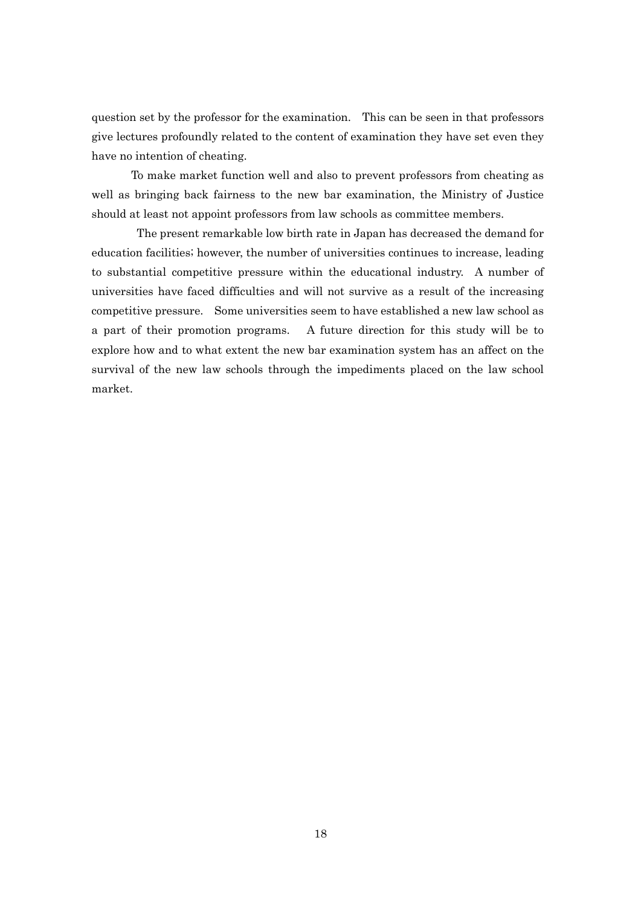question set by the professor for the examination. This can be seen in that professors give lectures profoundly related to the content of examination they have set even they have no intention of cheating.

To make market function well and also to prevent professors from cheating as well as bringing back fairness to the new bar examination, the Ministry of Justice should at least not appoint professors from law schools as committee members.

The present remarkable low birth rate in Japan has decreased the demand for education facilities; however, the number of universities continues to increase, leading to substantial competitive pressure within the educational industry. A number of universities have faced difficulties and will not survive as a result of the increasing competitive pressure. Some universities seem to have established a new law school as a part of their promotion programs. A future direction for this study will be to explore how and to what extent the new bar examination system has an affect on the survival of the new law schools through the impediments placed on the law school market.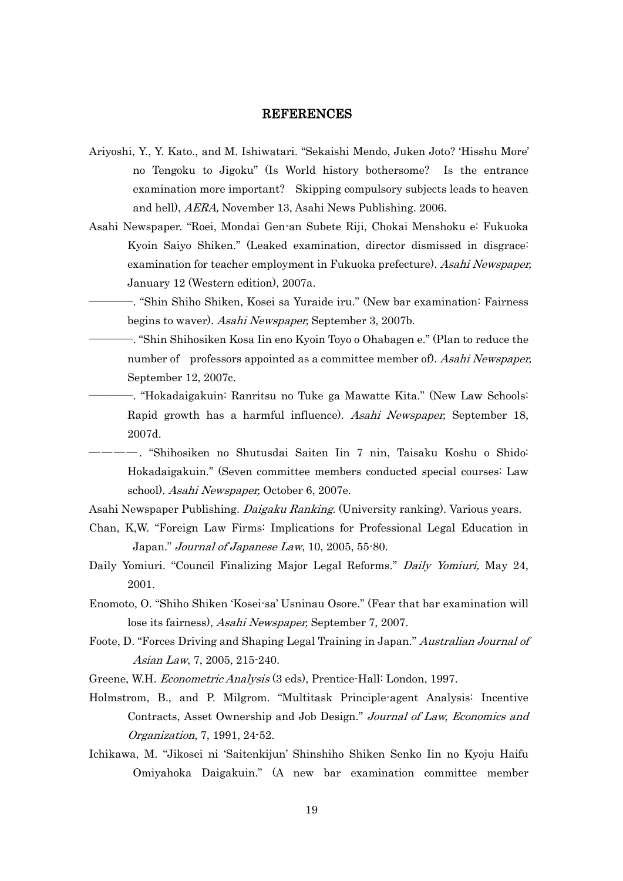## REFERENCES

Ariyoshi, Y., Y. Kato., and M. Ishiwatari. "Sekaishi Mendo, Juken Joto? 'Hisshu More' no Tengoku to Jigoku" (Is World history bothersome? Is the entrance examination more important? Skipping compulsory subjects leads to heaven and hell), *AERA,* November 13, Asahi News Publishing. 2006.

Asahi Newspaper. "Roei, Mondai Gen-an Subete Riji, Chokai Menshoku e: Fukuoka Kyoin Saiyo Shiken." (Leaked examination, director dismissed in disgrace: examination for teacher employment in Fukuoka prefecture). *Asahi Newspaper,* January 12 (Western edition), 2007a.

————. "Shin Shiho Shiken, Kosei sa Yuraide iru." (New bar examination: Fairness begins to waver). *Asahi Newspaper,* September 3, 2007b.

————. "Shin Shihosiken Kosa Iin eno Kyoin Toyo o Ohabagen e." (Plan to reduce the number of professors appointed as a committee member of). *Asahi Newspaper,* September 12, 2007c.

————. "Hokadaigakuin: Ranritsu no Tuke ga Mawatte Kita." (New Law Schools: Rapid growth has a harmful influence). *Asahi Newspaper,* September 18, 2007d.

————. "Shihosiken no Shutusdai Saiten Iin 7 nin, Taisaku Koshu o Shido: Hokadaigakuin." (Seven committee members conducted special courses: Law school). *Asahi Newspaper,* October 6, 2007e.

Asahi Newspaper Publishing. *Daigaku Ranking*. (University ranking). Various years.

Chan, K,W. "Foreign Law Firms: Implications for Professional Legal Education in Japan." *Journal of Japanese Law*, 10, 2005, 55-80.

Daily Yomiuri. "Council Finalizing Major Legal Reforms." *Daily Yomiuri,* May 24, 2001.

Enomoto, O. "Shiho Shiken 'Kosei-sa' Usninau Osore." (Fear that bar examination will lose its fairness), *Asahi Newspaper,* September 7, 2007.

Foote, D. "Forces Driving and Shaping Legal Training in Japan." *Australian Journal of Asian Law*, 7, 2005, 215-240.

Greene, W.H. *Econometric Analysis* (3 eds), Prentice-Hall: London, 1997.

Holmstrom, B., and P. Milgrom. "Multitask Principle-agent Analysis: Incentive Contracts, Asset Ownership and Job Design." *Journal of Law, Economics and Organization*, 7, 1991, 24-52.

Ichikawa, M. "Jikosei ni 'Saitenkijun' Shinshiho Shiken Senko Iin no Kyoju Haifu Omiyahoka Daigakuin." (A new bar examination committee member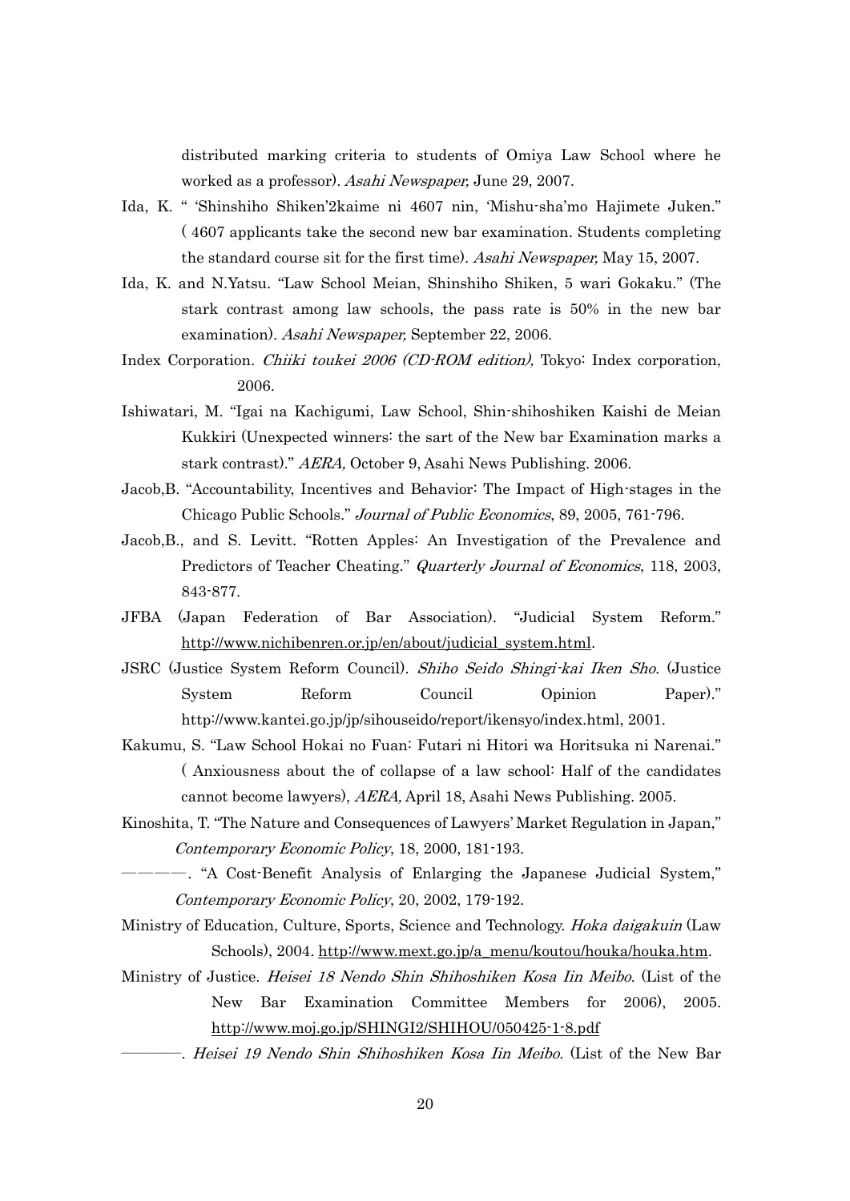distributed marking criteria to students of Omiya Law School where he worked as a professor). *Asahi Newspaper,* June 29, 2007.

Ida, K. " 'Shinshiho Shiken'2kaime ni 4607 nin, 'Mishu-sha'mo Hajimete Juken." ( 4607 applicants take the second new bar examination. Students completing the standard course sit for the first time). *Asahi Newspaper,* May 15, 2007.

Ida, K. and N.Yatsu. "Law School Meian, Shinshiho Shiken, 5 wari Gokaku." (The stark contrast among law schools, the pass rate is 50% in the new bar examination). *Asahi Newspaper,* September 22, 2006.

Index Corporation. *Chiiki toukei 2006 (CD-ROM edition),* Tokyo: Index corporation, 2006.

Ishiwatari, M. "Igai na Kachigumi, Law School, Shin-shihoshiken Kaishi de Meian Kukkiri (Unexpected winners: the sart of the New bar Examination marks a stark contrast)." *AERA,* October 9, Asahi News Publishing. 2006.

Jacob,B. "Accountability, Incentives and Behavior: The Impact of High-stages in the Chicago Public Schools." *Journal of Public Economics*, 89, 2005, 761-796.

Jacob,B., and S. Levitt. "Rotten Apples: An Investigation of the Prevalence and Predictors of Teacher Cheating." *Quarterly Journal of Economics*, 118, 2003, 843-877.

JFBA (Japan Federation of Bar Association). "Judicial System Reform." http://www.nichibenren.or.jp/en/about/judicial_system.html.

JSRC (Justice System Reform Council). *Shiho Seido Shingi-kai Iken Sho.* (Justice System Reform Council Opinion Paper)." http://www.kantei.go.jp/jp/sihouseido/report/ikensyo/index.html, 2001.

Kakumu, S. "Law School Hokai no Fuan: Futari ni Hitori wa Horitsuka ni Narenai." ( Anxiousness about the of collapse of a law school: Half of the candidates cannot become lawyers), *AERA,* April 18, Asahi News Publishing. 2005.

Kinoshita, T. "The Nature and Consequences of Lawyers' Market Regulation in Japan," *Contemporary Economic Policy*, 18, 2000, 181-193.

————. "A Cost-Benefit Analysis of Enlarging the Japanese Judicial System," *Contemporary Economic Policy*, 20, 2002, 179-192.

Ministry of Education, Culture, Sports, Science and Technology. *Hoka daigakuin* (Law Schools), 2004. http://www.mext.go.jp/a_menu/koutou/houka/houka.htm.

Ministry of Justice. *Heisei 18 Nendo Shin Shihoshiken Kosa Iin Meibo.* (List of the New Bar Examination Committee Members for 2006), 2005. http://www.moj.go.jp/SHINGI2/SHIHOU/050425-1-8.pdf

————. *Heisei 19 Nendo Shin Shihoshiken Kosa Iin Meibo.* (List of the New Bar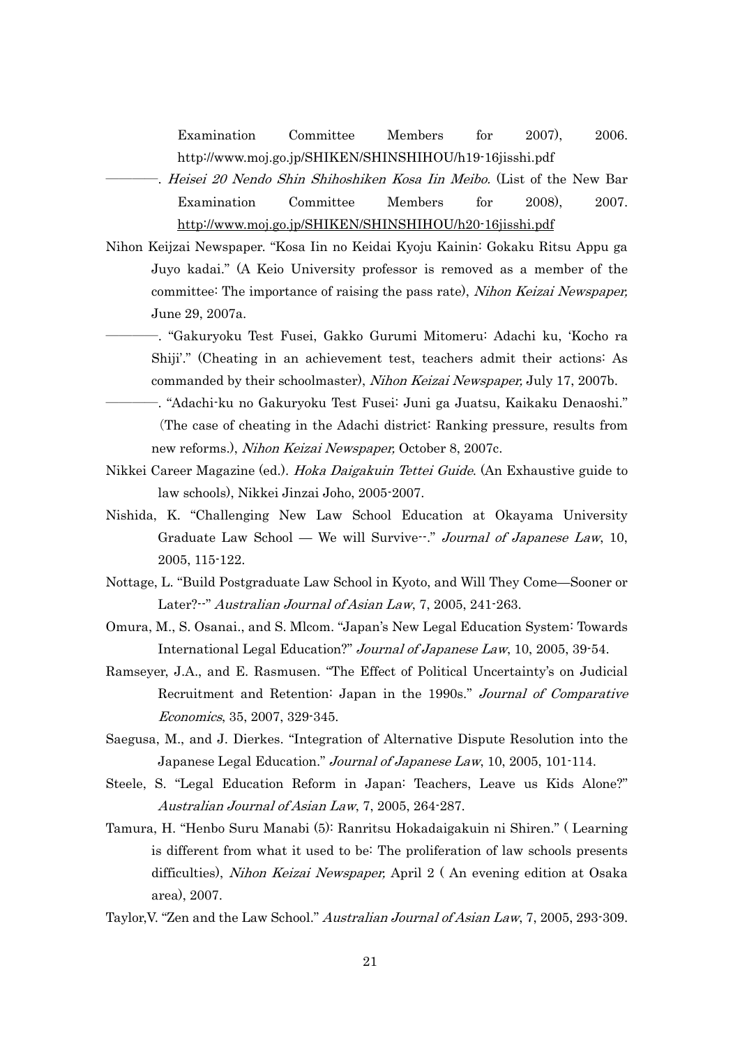Examination Committee Members for 2007), 2006. http://www.moj.go.jp/SHIKEN/SHINSHIHOU/h19-16jisshi.pdf

————. *Heisei 20 Nendo Shin Shihoshiken Kosa Iin Meibo.* (List of the New Bar Examination Committee Members for 2008), 2007. http://www.moj.go.jp/SHIKEN/SHINSHIHOU/h20-16jisshi.pdf

Nihon Keijzai Newspaper. "Kosa Iin no Keidai Kyoju Kainin: Gokaku Ritsu Appu ga Juyo kadai." (A Keio University professor is removed as a member of the committee: The importance of raising the pass rate), *Nihon Keizai Newspaper,* June 29, 2007a.

————. "Gakuryoku Test Fusei, Gakko Gurumi Mitomeru: Adachi ku, 'Kocho ra Shiji'." (Cheating in an achievement test, teachers admit their actions: As commanded by their schoolmaster), *Nihon Keizai Newspaper,* July 17, 2007b.

————. "Adachi-ku no Gakuryoku Test Fusei: Juni ga Juatsu, Kaikaku Denaoshi." (The case of cheating in the Adachi district: Ranking pressure, results from new reforms.), *Nihon Keizai Newspaper,* October 8, 2007c.

Nikkei Career Magazine (ed.). *Hoka Daigakuin Tettei Guide*. (An Exhaustive guide to law schools), Nikkei Jinzai Joho, 2005-2007.

Nishida, K. "Challenging New Law School Education at Okayama University Graduate Law School — We will Survive--." *Journal of Japanese Law*, 10, 2005, 115-122.

Nottage, L. "Build Postgraduate Law School in Kyoto, and Will They Come—Sooner or Later?--" *Australian Journal of Asian Law*, 7, 2005, 241-263.

Omura, M., S. Osanai., and S. Mlcom. "Japan's New Legal Education System: Towards International Legal Education?" *Journal of Japanese Law*, 10, 2005, 39-54.

Ramseyer, J.A., and E. Rasmusen. "The Effect of Political Uncertainty's on Judicial Recruitment and Retention: Japan in the 1990s." *Journal of Comparative Economics*, 35, 2007, 329-345.

Saegusa, M., and J. Dierkes. "Integration of Alternative Dispute Resolution into the Japanese Legal Education." *Journal of Japanese Law*, 10, 2005, 101-114.

Steele, S. "Legal Education Reform in Japan: Teachers, Leave us Kids Alone?" *Australian Journal of Asian Law*, 7, 2005, 264-287.

Tamura, H. "Henbo Suru Manabi (5): Ranritsu Hokadaigakuin ni Shiren." ( Learning is different from what it used to be: The proliferation of law schools presents difficulties), *Nihon Keizai Newspaper,* April 2 ( An evening edition at Osaka area), 2007.

Taylor,V. "Zen and the Law School." *Australian Journal of Asian Law*, 7, 2005, 293-309.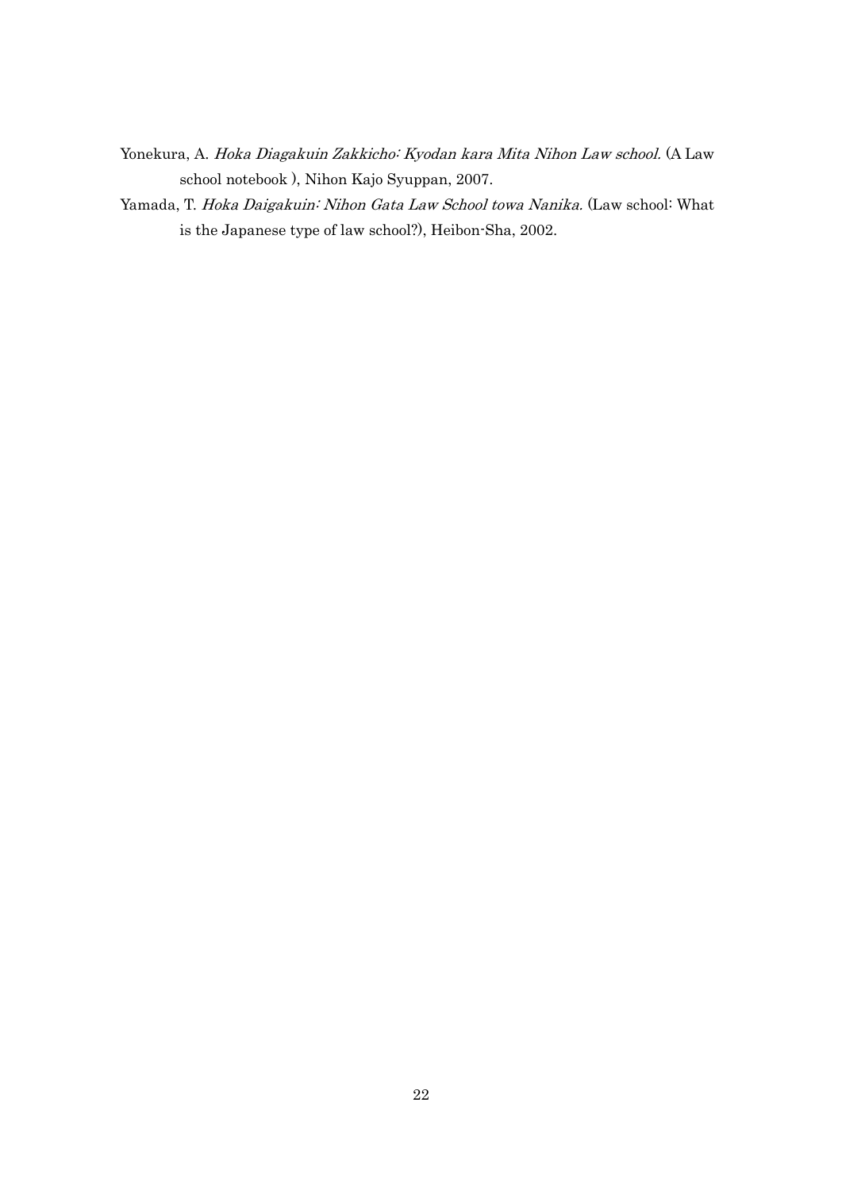Yonekura, A. *Hoka Diagakuin Zakkicho: Kyodan kara Mita Nihon Law school.* (A Law school notebook ), Nihon Kajo Syuppan, 2007.

Yamada, T. *Hoka Daigakuin: Nihon Gata Law School towa Nanika.* (Law school: What is the Japanese type of law school?), Heibon-Sha, 2002.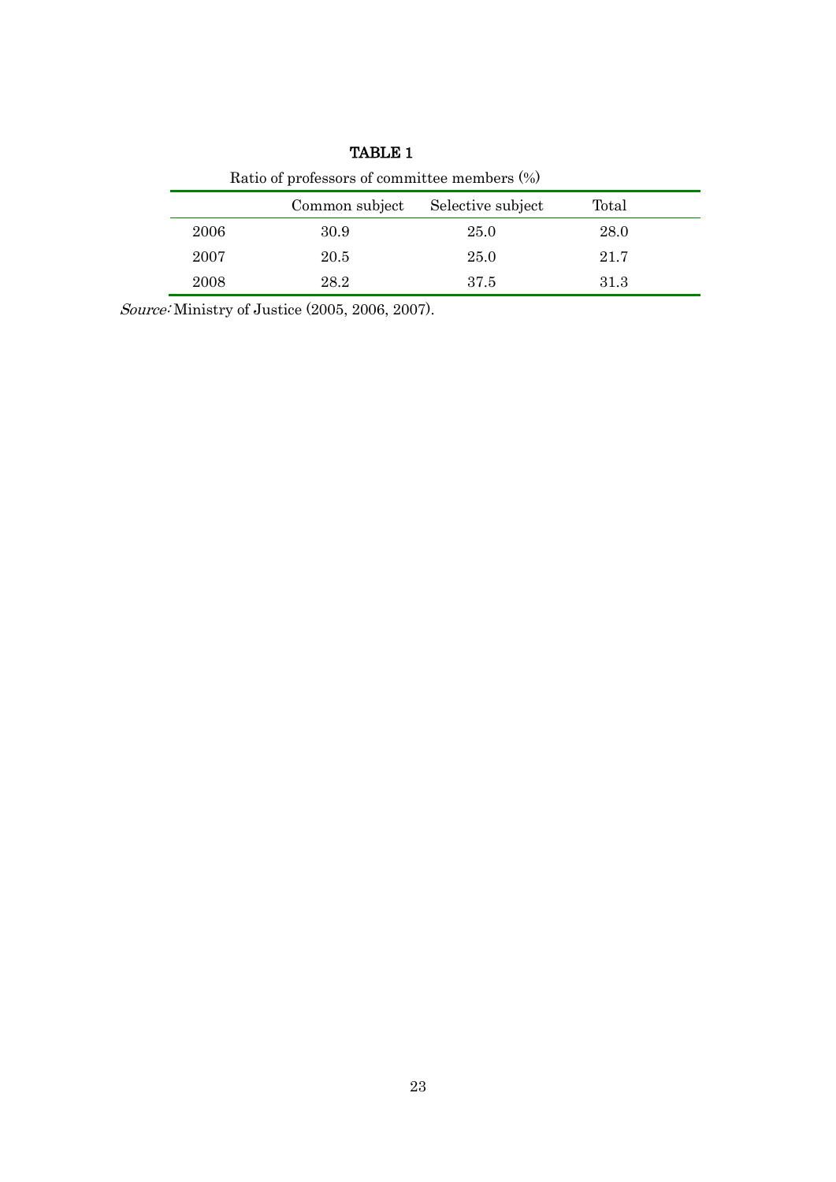**TABLE 1**

Ratio of professors of committee members (%)

| | Common subject | Selective subject | Total |
|---|---|---|---|
| 2006 | 30.9 | 25.0 | 28.0 |
| 2007 | 20.5 | 25.0 | 21.7 |
| 2008 | 28.2 | 37.5 | 31.3 |

*Source:* Ministry of Justice (2005, 2006, 2007).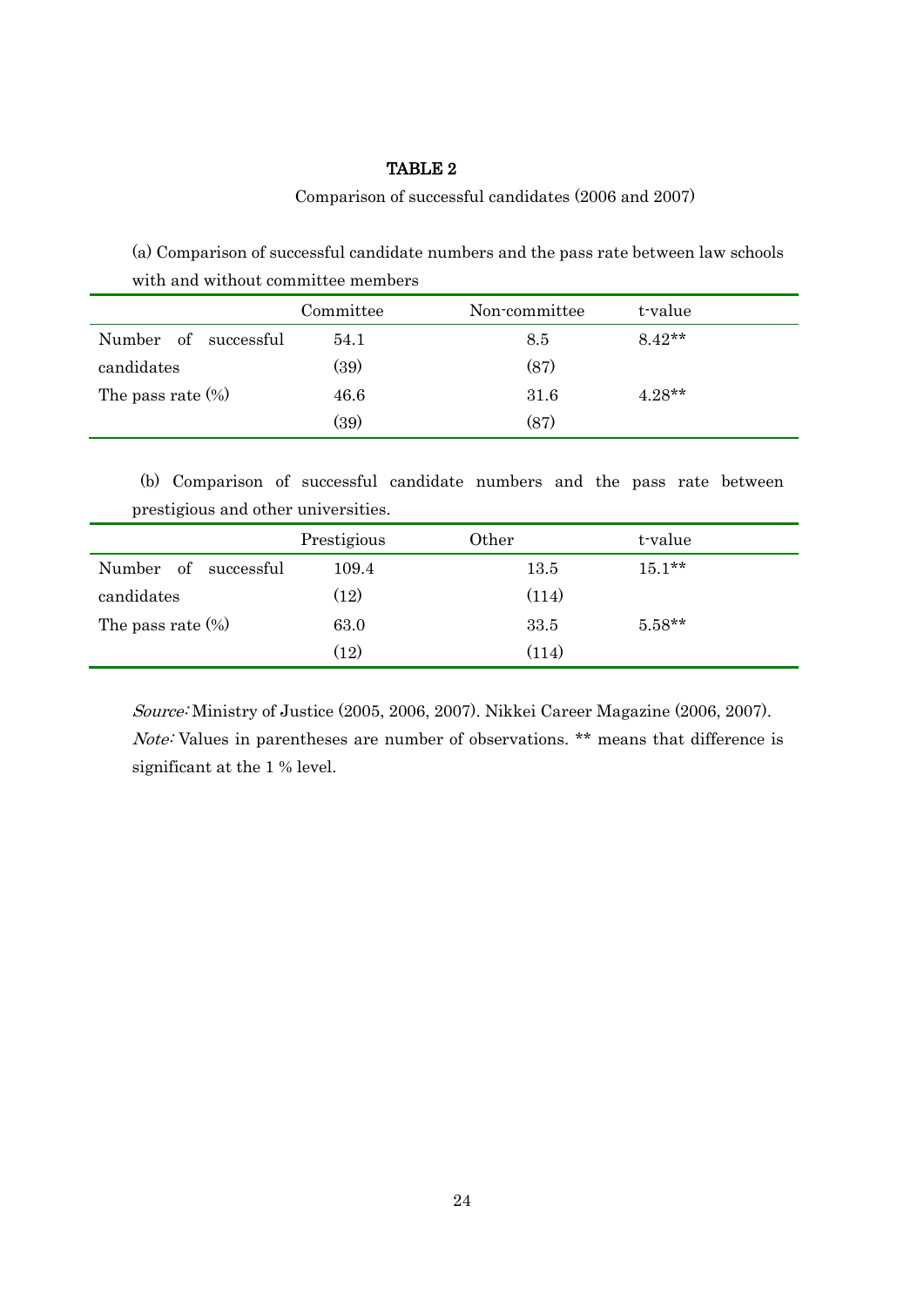# TABLE 2

Comparison of successful candidates (2006 and 2007)

(a) Comparison of successful candidate numbers and the pass rate between law schools with and without committee members

| | Committee | Non-committee | t-value |
|---|---|---|---|
| Number of successful candidates | 54.1 | 8.5 | 8.42** |
| | (39) | (87) | |
| The pass rate (%) | 46.6 | 31.6 | 4.28** |
| | (39) | (87) | |

(b) Comparison of successful candidate numbers and the pass rate between prestigious and other universities.

| | Prestigious | Other | t-value |
|---|---|---|---|
| Number of successful candidates | 109.4 | 13.5 | 15.1** |
| | (12) | (114) | |
| The pass rate (%) | 63.0 | 33.5 | 5.58** |
| | (12) | (114) | |

*Source:* Ministry of Justice (2005, 2006, 2007). Nikkei Career Magazine (2006, 2007).

*Note:* Values in parentheses are number of observations. ** means that difference is significant at the 1 % level.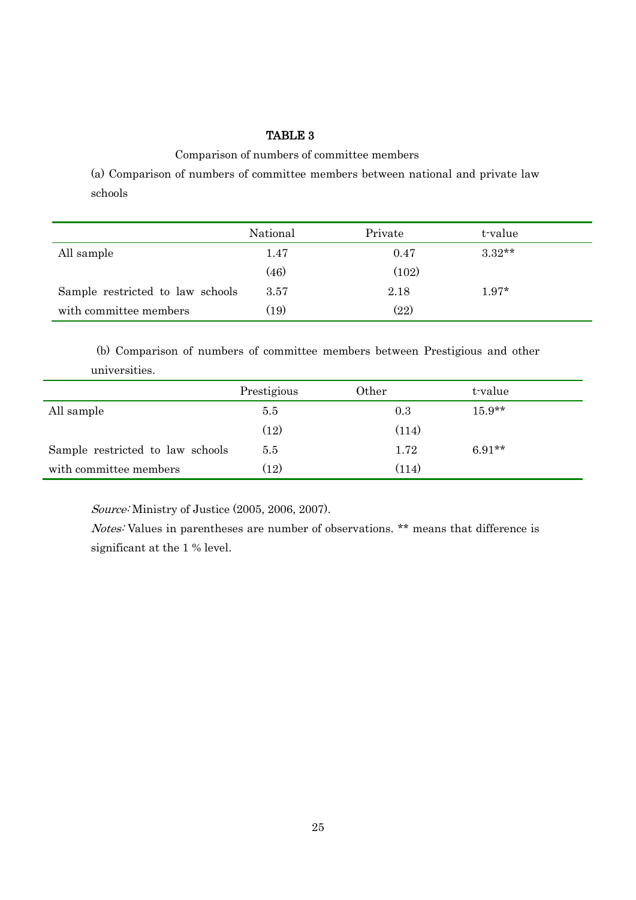### TABLE 3

Comparison of numbers of committee members

(a) Comparison of numbers of committee members between national and private law schools

| | National | Private | t-value |
|---|---|---|---|
| All sample | 1.47 | 0.47 | 3.32** |
| | (46) | (102) | |
| Sample restricted to law schools | 3.57 | 2.18 | 1.97* |
| with committee members | (19) | (22) | |

(b) Comparison of numbers of committee members between Prestigious and other universities.

| | Prestigious | Other | t-value |
|---|---|---|---|
| All sample | 5.5 | 0.3 | 15.9** |
| | (12) | (114) | |
| Sample restricted to law schools | 5.5 | 1.72 | 6.91** |
| with committee members | (12) | (114) | |

*Source:* Ministry of Justice (2005, 2006, 2007).

*Notes:* Values in parentheses are number of observations. ** means that difference is significant at the 1 % level.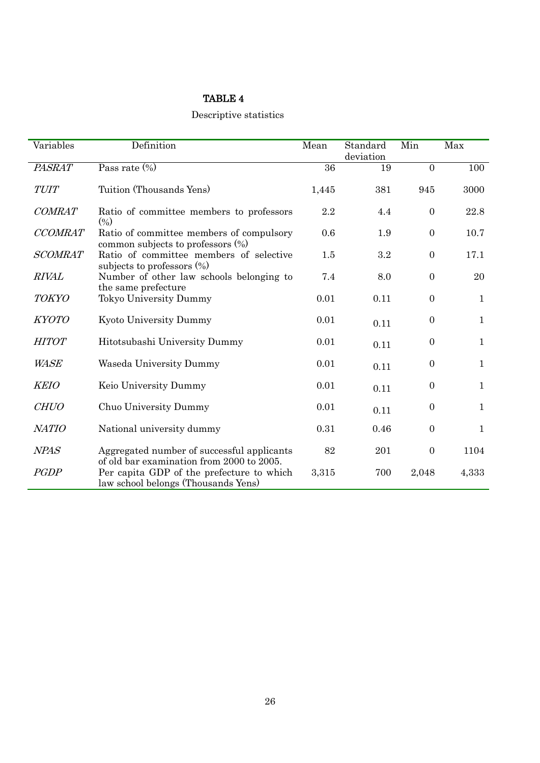TABLE 4

Descriptive statistics

| Variables | Definition | Mean | Standard deviation | Min | Max |
|---|---|---|---|---|---|
| *PASRAT* | Pass rate (%) | 36 | 19 | 0 | 100 |
| *TUIT* | Tuition (Thousands Yens) | 1,445 | 381 | 945 | 3000 |
| *COMRAT* | Ratio of committee members to professors (%) | 2.2 | 4.4 | 0 | 22.8 |
| *CCOMRAT* | Ratio of committee members of compulsory common subjects to professors (%) | 0.6 | 1.9 | 0 | 10.7 |
| *SCOMRAT* | Ratio of committee members of selective subjects to professors (%) | 1.5 | 3.2 | 0 | 17.1 |
| *RIVAL* | Number of other law schools belonging to the same prefecture | 7.4 | 8.0 | 0 | 20 |
| *TOKYO* | Tokyo University Dummy | 0.01 | 0.11 | 0 | 1 |
| *KYOTO* | Kyoto University Dummy | 0.01 | 0.11 | 0 | 1 |
| *HITOT* | Hitotsubashi University Dummy | 0.01 | 0.11 | 0 | 1 |
| *WASE* | Waseda University Dummy | 0.01 | 0.11 | 0 | 1 |
| *KEIO* | Keio University Dummy | 0.01 | 0.11 | 0 | 1 |
| *CHUO* | Chuo University Dummy | 0.01 | 0.11 | 0 | 1 |
| *NATIO* | National university dummy | 0.31 | 0.46 | 0 | 1 |
| *NPAS* | Aggregated number of successful applicants of old bar examination from 2000 to 2005. | 82 | 201 | 0 | 1104 |
| *PGDP* | Per capita GDP of the prefecture to which law school belongs (Thousands Yens) | 3,315 | 700 | 2,048 | 4,333 |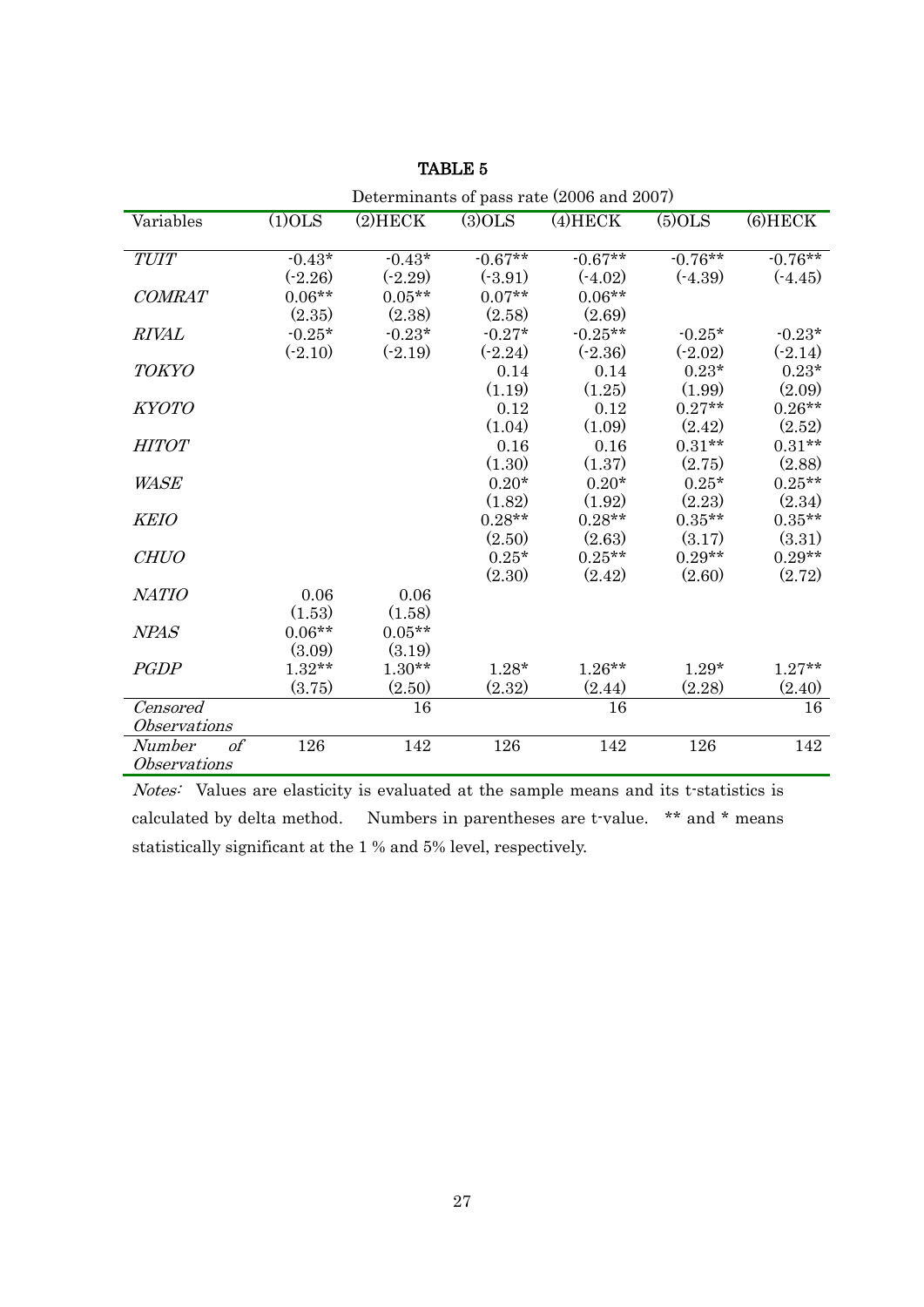TABLE 5

Determinants of pass rate (2006 and 2007)

| Variables | (1)OLS | (2)HECK | (3)OLS | (4)HECK | (5)OLS | (6)HECK |
|---|---|---|---|---|---|---|
| *TUIT* | -0.43* | -0.43* | -0.67** | -0.67** | -0.76** | -0.76** |
| | (-2.26) | (-2.29) | (-3.91) | (-4.02) | (-4.39) | (-4.45) |
| *COMRAT* | 0.06** | 0.05** | 0.07** | 0.06** | | |
| | (2.35) | (2.38) | (2.58) | (2.69) | | |
| *RIVAL* | -0.25* | -0.23* | -0.27* | -0.25** | -0.25* | -0.23* |
| | (-2.10) | (-2.19) | (-2.24) | (-2.36) | (-2.02) | (-2.14) |
| *TOKYO* | | | 0.14 | 0.14 | 0.23* | 0.23* |
| | | | (1.19) | (1.25) | (1.99) | (2.09) |
| *KYOTO* | | | 0.12 | 0.12 | 0.27** | 0.26** |
| | | | (1.04) | (1.09) | (2.42) | (2.52) |
| *HITOT* | | | 0.16 | 0.16 | 0.31** | 0.31** |
| | | | (1.30) | (1.37) | (2.75) | (2.88) |
| *WASE* | | | 0.20* | 0.20* | 0.25* | 0.25** |
| | | | (1.82) | (1.92) | (2.23) | (2.34) |
| *KEIO* | | | 0.28** | 0.28** | 0.35** | 0.35** |
| | | | (2.50) | (2.63) | (3.17) | (3.31) |
| *CHUO* | | | 0.25* | 0.25** | 0.29** | 0.29** |
| | | | (2.30) | (2.42) | (2.60) | (2.72) |
| *NATIO* | 0.06 | 0.06 | | | | |
| | (1.53) | (1.58) | | | | |
| *NPAS* | 0.06** | 0.05** | | | | |
| | (3.09) | (3.19) | | | | |
| *PGDP* | 1.32** | 1.30** | 1.28* | 1.26** | 1.29* | 1.27** |
| | (3.75) | (2.50) | (2.32) | (2.44) | (2.28) | (2.40) |
| *Censored Observations* | | 16 | | 16 | | 16 |
| *Number of Observations* | 126 | 142 | 126 | 142 | 126 | 142 |

*Notes:* Values are elasticity is evaluated at the sample means and its t-statistics is calculated by delta method. Numbers in parentheses are t-value. ** and * means statistically significant at the 1 % and 5% level, respectively.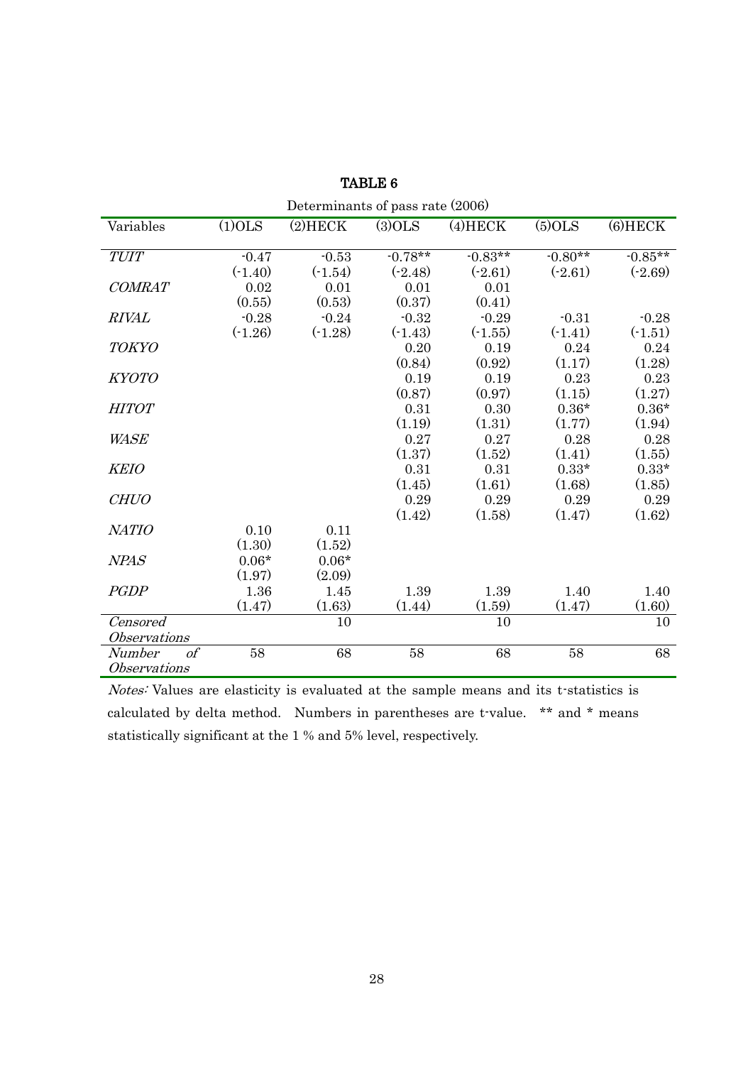# TABLE 6

Determinants of pass rate (2006)

| Variables | (1)OLS | (2)HECK | (3)OLS | (4)HECK | (5)OLS | (6)HECK |
|---|---|---|---|---|---|---|
| *TUIT* | -0.47 | -0.53 | -0.78** | -0.83** | -0.80** | -0.85** |
| | (-1.40) | (-1.54) | (-2.48) | (-2.61) | (-2.61) | (-2.69) |
| *COMRAT* | 0.02 | 0.01 | 0.01 | 0.01 | | |
| | (0.55) | (0.53) | (0.37) | (0.41) | | |
| *RIVAL* | -0.28 | -0.24 | -0.32 | -0.29 | -0.31 | -0.28 |
| | (-1.26) | (-1.28) | (-1.43) | (-1.55) | (-1.41) | (-1.51) |
| *TOKYO* | | | 0.20 | 0.19 | 0.24 | 0.24 |
| | | | (0.84) | (0.92) | (1.17) | (1.28) |
| *KYOTO* | | | 0.19 | 0.19 | 0.23 | 0.23 |
| | | | (0.87) | (0.97) | (1.15) | (1.27) |
| *HITOT* | | | 0.31 | 0.30 | 0.36* | 0.36* |
| | | | (1.19) | (1.31) | (1.77) | (1.94) |
| *WASE* | | | 0.27 | 0.27 | 0.28 | 0.28 |
| | | | (1.37) | (1.52) | (1.41) | (1.55) |
| *KEIO* | | | 0.31 | 0.31 | 0.33* | 0.33* |
| | | | (1.45) | (1.61) | (1.68) | (1.85) |
| *CHUO* | | | 0.29 | 0.29 | 0.29 | 0.29 |
| | | | (1.42) | (1.58) | (1.47) | (1.62) |
| *NATIO* | 0.10 | 0.11 | | | | |
| | (1.30) | (1.52) | | | | |
| *NPAS* | 0.06* | 0.06* | | | | |
| | (1.97) | (2.09) | | | | |
| *PGDP* | 1.36 | 1.45 | 1.39 | 1.39 | 1.40 | 1.40 |
| | (1.47) | (1.63) | (1.44) | (1.59) | (1.47) | (1.60) |
| *Censored Observations* | | 10 | | 10 | | 10 |
| *Number of Observations* | 58 | 68 | 58 | 68 | 58 | 68 |

*Notes:* Values are elasticity is evaluated at the sample means and its t-statistics is calculated by delta method. Numbers in parentheses are t-value. ** and * means statistically significant at the 1 % and 5% level, respectively.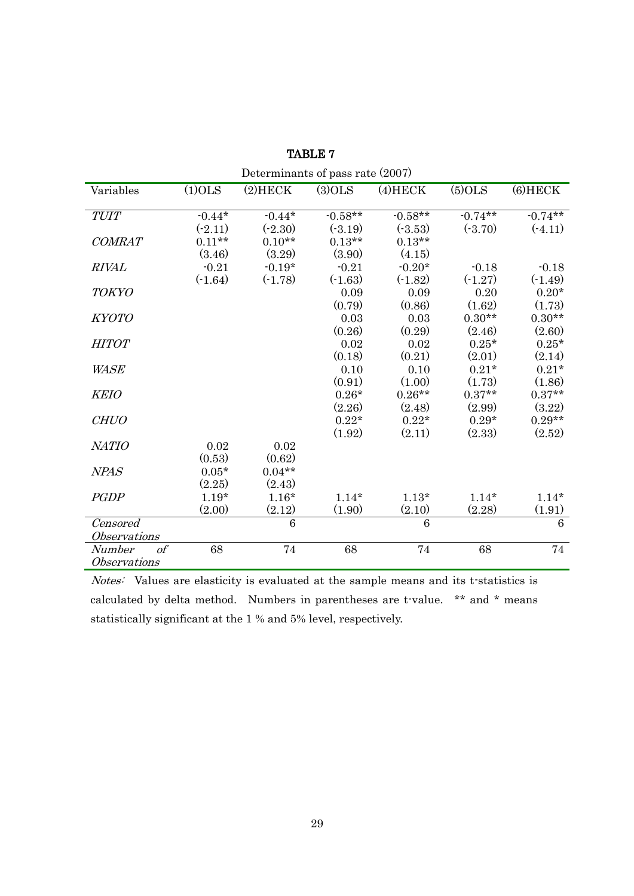# TABLE 7

Determinants of pass rate (2007)

| Variables | (1)OLS | (2)HECK | (3)OLS | (4)HECK | (5)OLS | (6)HECK |
|---|---|---|---|---|---|---|
| *TUIT* | -0.44* | -0.44* | -0.58** | -0.58** | -0.74** | -0.74** |
| | (-2.11) | (-2.30) | (-3.19) | (-3.53) | (-3.70) | (-4.11) |
| *COMRAT* | 0.11** | 0.10** | 0.13** | 0.13** | | |
| | (3.46) | (3.29) | (3.90) | (4.15) | | |
| *RIVAL* | -0.21 | -0.19* | -0.21 | -0.20* | -0.18 | -0.18 |
| | (-1.64) | (-1.78) | (-1.63) | (-1.82) | (-1.27) | (-1.49) |
| *TOKYO* | | | 0.09 | 0.09 | 0.20 | 0.20* |
| | | | (0.79) | (0.86) | (1.62) | (1.73) |
| *KYOTO* | | | 0.03 | 0.03 | 0.30** | 0.30** |
| | | | (0.26) | (0.29) | (2.46) | (2.60) |
| *HITOT* | | | 0.02 | 0.02 | 0.25* | 0.25* |
| | | | (0.18) | (0.21) | (2.01) | (2.14) |
| *WASE* | | | 0.10 | 0.10 | 0.21* | 0.21* |
| | | | (0.91) | (1.00) | (1.73) | (1.86) |
| *KEIO* | | | 0.26* | 0.26** | 0.37** | 0.37** |
| | | | (2.26) | (2.48) | (2.99) | (3.22) |
| *CHUO* | | | 0.22* | 0.22* | 0.29* | 0.29** |
| | | | (1.92) | (2.11) | (2.33) | (2.52) |
| *NATIO* | 0.02 | 0.02 | | | | |
| | (0.53) | (0.62) | | | | |
| *NPAS* | 0.05* | 0.04** | | | | |
| | (2.25) | (2.43) | | | | |
| *PGDP* | 1.19* | 1.16* | 1.14* | 1.13* | 1.14* | 1.14* |
| | (2.00) | (2.12) | (1.90) | (2.10) | (2.28) | (1.91) |
| *Censored Observations* | | 6 | | 6 | | 6 |
| *Number of Observations* | 68 | 74 | 68 | 74 | 68 | 74 |

*Notes:* Values are elasticity is evaluated at the sample means and its t-statistics is calculated by delta method. Numbers in parentheses are t-value. ** and * means statistically significant at the 1 % and 5% level, respectively.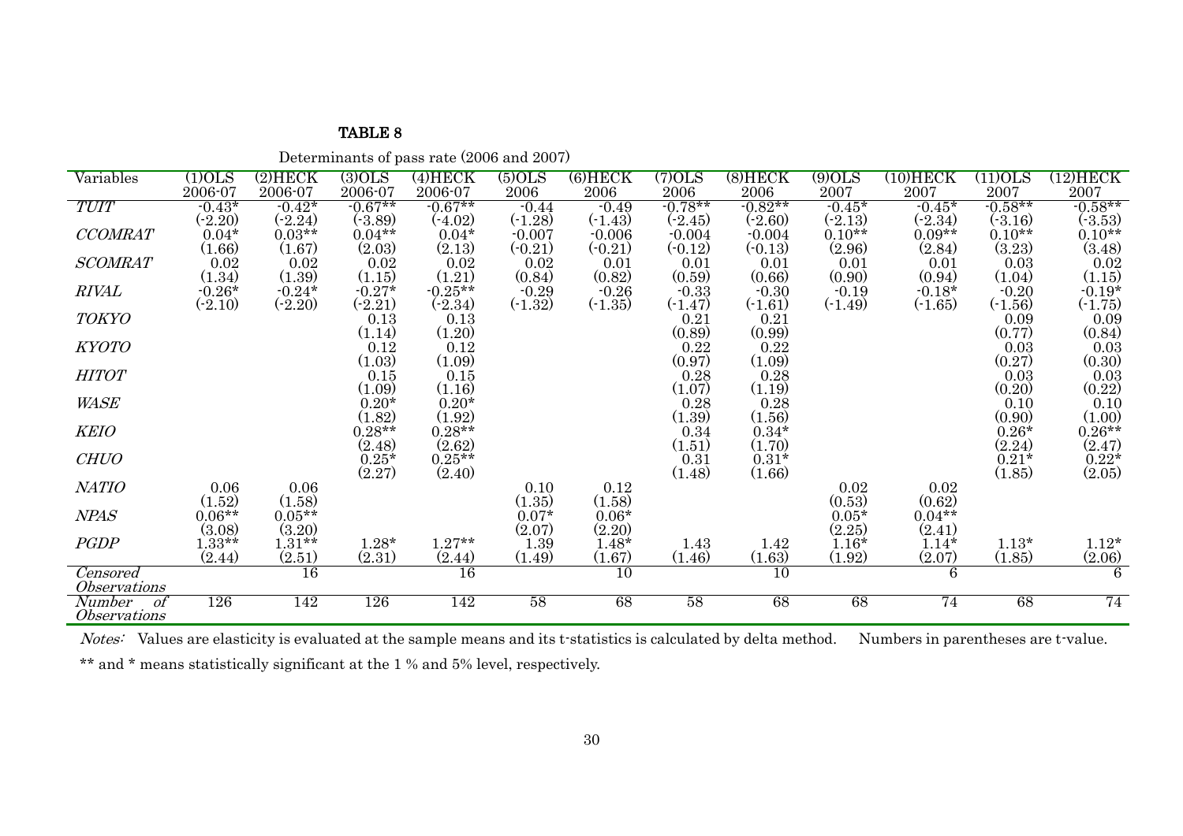**TABLE 8**

Determinants of pass rate (2006 and 2007)

| Variables | (1)OLS 2006-07 | (2)HECK 2006-07 | (3)OLS 2006-07 | (4)HECK 2006-07 | (5)OLS 2006 | (6)HECK 2006 | (7)OLS 2006 | (8)HECK 2006 | (9)OLS 2007 | (10)HECK 2007 | (11)OLS 2007 | (12)HECK 2007 |
|---|---|---|---|---|---|---|---|---|---|---|---|---|
| *TUIT* | -0.43* | -0.42* | -0.67** | -0.67** | -0.44 | -0.49 | -0.78** | -0.82** | -0.45* | -0.45* | -0.58** | -0.58** |
| | (-2.20) | (-2.24) | (-3.89) | (-4.02) | (-1.28) | (-1.43) | (-2.45) | (-2.60) | (-2.13) | (-2.34) | (-3.16) | (-3.53) |
| *CCOMRAT* | 0.04* | 0.03** | 0.04** | 0.04* | -0.007 | -0.006 | -0.004 | -0.004 | 0.10** | 0.09** | 0.10** | 0.10** |
| | (1.66) | (1.67) | (2.03) | (2.13) | (-0.21) | (-0.21) | (-0.12) | (-0.13) | (2.96) | (2.84) | (3.23) | (3.48) |
| *SCOMRAT* | 0.02 | 0.02 | 0.02 | 0.02 | 0.02 | 0.01 | 0.01 | 0.01 | 0.01 | 0.01 | 0.03 | 0.02 |
| | (1.34) | (1.39) | (1.15) | (1.21) | (0.84) | (0.82) | (0.59) | (0.66) | (0.90) | (0.94) | (1.04) | (1.15) |
| *RIVAL* | -0.26* | -0.24* | -0.27* | -0.25** | -0.29 | -0.26 | -0.33 | -0.30 | -0.19 | -0.18* | -0.20 | -0.19* |
| | (-2.10) | (-2.20) | (-2.21) | (-2.34) | (-1.32) | (-1.35) | (-1.47) | (-1.61) | (-1.49) | (-1.65) | (-1.56) | (-1.75) |
| *TOKYO* | | | 0.13 | 0.13 | | | 0.21 | 0.21 | | | 0.09 | 0.09 |
| | | | (1.14) | (1.20) | | | (0.89) | (0.99) | | | (0.77) | (0.84) |
| *KYOTO* | | | 0.12 | 0.12 | | | 0.22 | 0.22 | | | 0.03 | 0.03 |
| | | | (1.03) | (1.09) | | | (0.97) | (1.09) | | | (0.27) | (0.30) |
| *HITOT* | | | 0.15 | 0.15 | | | 0.28 | 0.28 | | | 0.03 | 0.03 |
| | | | (1.09) | (1.16) | | | (1.07) | (1.19) | | | (0.20) | (0.22) |
| *WASE* | | | 0.20* | 0.20* | | | 0.28 | 0.28 | | | 0.10 | 0.10 |
| | | | (1.82) | (1.92) | | | (1.39) | (1.56) | | | (0.90) | (1.00) |
| *KEIO* | | | 0.28** | 0.28** | | | 0.34 | 0.34* | | | 0.26* | 0.26** |
| | | | (2.48) | (2.62) | | | (1.51) | (1.70) | | | (2.24) | (2.47) |
| *CHUO* | | | 0.25* | 0.25** | | | 0.31 | 0.31* | | | 0.21* | 0.22* |
| | | | (2.27) | (2.40) | | | (1.48) | (1.66) | | | (1.85) | (2.05) |
| *NATIO* | 0.06 | 0.06 | | | 0.10 | 0.12 | | | 0.02 | 0.02 | | |
| | (1.52) | (1.58) | | | (1.35) | (1.58) | | | (0.53) | (0.62) | | |
| *NPAS* | 0.06** | 0.05** | | | 0.07* | 0.06* | | | 0.05* | 0.04** | | |
| | (3.08) | (3.20) | | | (2.07) | (2.20) | | | (2.25) | (2.41) | | |
| *PGDP* | 1.33** | 1.31** | 1.28* | 1.27** | 1.39 | 1.48* | 1.43 | 1.42 | 1.16* | 1.14* | 1.13* | 1.12* |
| | (2.44) | (2.51) | (2.31) | (2.44) | (1.49) | (1.67) | (1.46) | (1.63) | (1.92) | (2.07) | (1.85) | (2.06) |
| *Censored Observations* | | 16 | | 16 | | 10 | | 10 | | 6 | | 6 |
| *Number of Observations* | 126 | 142 | 126 | 142 | 58 | 68 | 58 | 68 | 68 | 74 | 68 | 74 |

*Notes:* Values are elasticity is evaluated at the sample means and its t-statistics is calculated by delta method. Numbers in parentheses are t-value.

** and * means statistically significant at the 1 % and 5% level, respectively.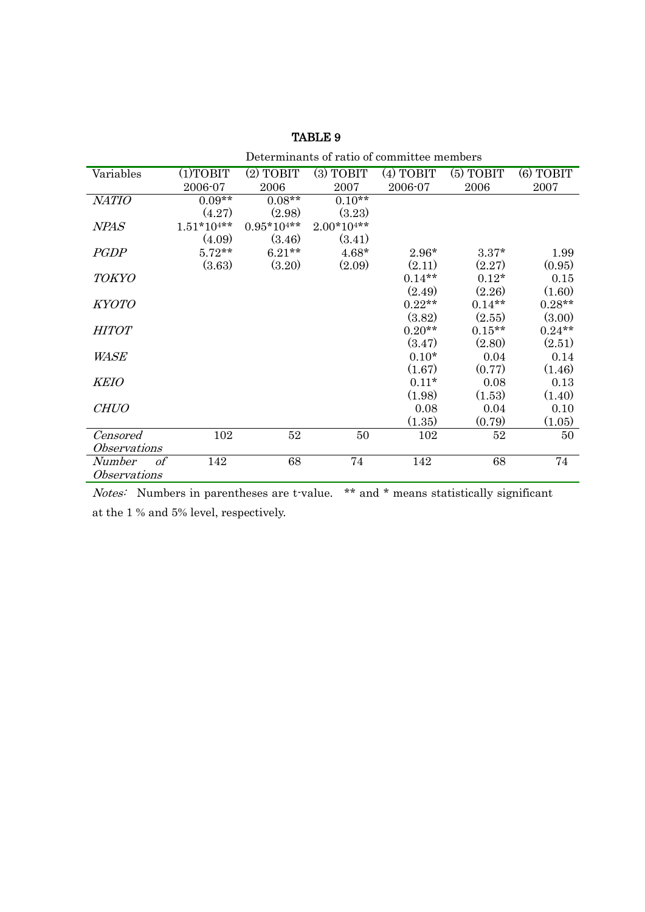# TABLE 9

Determinants of ratio of committee members

| Variables | (1)TOBIT 2006-07 | (2) TOBIT 2006 | (3) TOBIT 2007 | (4) TOBIT 2006-07 | (5) TOBIT 2006 | (6) TOBIT 2007 |
|---|---|---|---|---|---|---|
| *NATIO* | 0.09** | 0.08** | 0.10** | | | |
| | (4.27) | (2.98) | (3.23) | | | |
| *NPAS* | $1.51*10^4$** | $0.95*10^4$** | $2.00*10^4$** | | | |
| | (4.09) | (3.46) | (3.41) | | | |
| *PGDP* | 5.72** | 6.21** | 4.68* | 2.96* | 3.37* | 1.99 |
| | (3.63) | (3.20) | (2.09) | (2.11) | (2.27) | (0.95) |
| *TOKYO* | | | | 0.14** | 0.12* | 0.15 |
| | | | | (2.49) | (2.26) | (1.60) |
| *KYOTO* | | | | 0.22** | 0.14** | 0.28** |
| | | | | (3.82) | (2.55) | (3.00) |
| *HITOT* | | | | 0.20** | 0.15** | 0.24** |
| | | | | (3.47) | (2.80) | (2.51) |
| *WASE* | | | | 0.10* | 0.04 | 0.14 |
| | | | | (1.67) | (0.77) | (1.46) |
| *KEIO* | | | | 0.11* | 0.08 | 0.13 |
| | | | | (1.98) | (1.53) | (1.40) |
| *CHUO* | | | | 0.08 | 0.04 | 0.10 |
| | | | | (1.35) | (0.79) | (1.05) |
| *Censored Observations* | 102 | 52 | 50 | 102 | 52 | 50 |
| *Number of Observations* | 142 | 68 | 74 | 142 | 68 | 74 |

*Notes:* Numbers in parentheses are t-value. ** and * means statistically significant at the 1 % and 5% level, respectively.